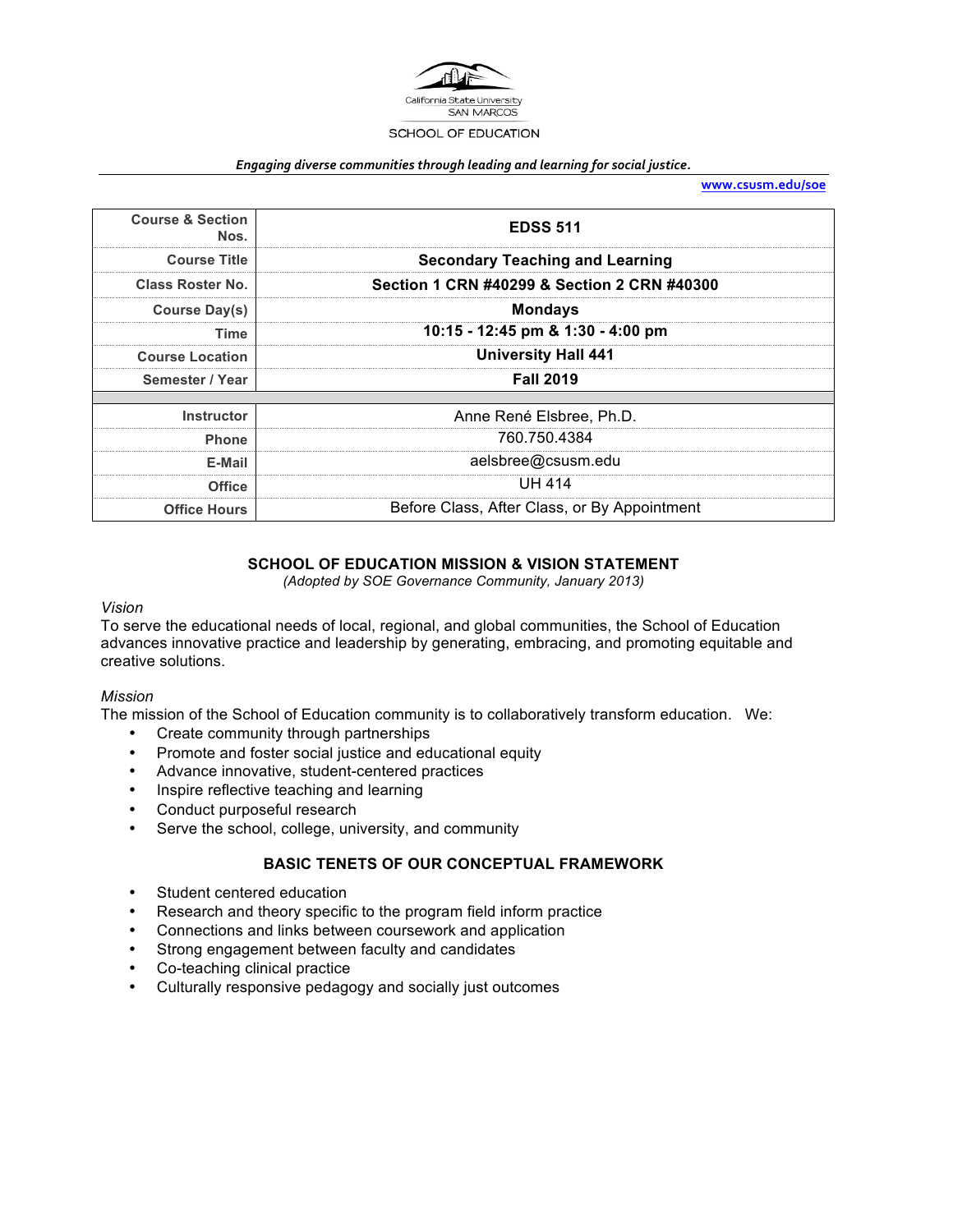California State University SAN MARCOS

SCHOOL OF EDUCATION

***Engaging diverse communities through leading and learning for social justice.***

**www.csusm.edu/soe**

| | |
|---|---|
| **Course & Section Nos.** | **EDSS 511** |
| **Course Title** | **Secondary Teaching and Learning** |
| **Class Roster No.** | **Section 1 CRN #40299 & Section 2 CRN #40300** |
| **Course Day(s)** | **Mondays** |
| **Time** | **10:15 - 12:45 pm & 1:30 - 4:00 pm** |
| **Course Location** | **University Hall 441** |
| **Semester / Year** | **Fall 2019** |
| | |
| **Instructor** | Anne René Elsbree, Ph.D. |
| **Phone** | 760.750.4384 |
| **E-Mail** | aelsbree@csusm.edu |
| **Office** | UH 414 |
| **Office Hours** | Before Class, After Class, or By Appointment |

## SCHOOL OF EDUCATION MISSION & VISION STATEMENT

*(Adopted by SOE Governance Community, January 2013)*

*Vision*

To serve the educational needs of local, regional, and global communities, the School of Education advances innovative practice and leadership by generating, embracing, and promoting equitable and creative solutions.

*Mission*

The mission of the School of Education community is to collaboratively transform education. We:

- Create community through partnerships
- Promote and foster social justice and educational equity
- Advance innovative, student-centered practices
- Inspire reflective teaching and learning
- Conduct purposeful research
- Serve the school, college, university, and community

## BASIC TENETS OF OUR CONCEPTUAL FRAMEWORK

- Student centered education
- Research and theory specific to the program field inform practice
- Connections and links between coursework and application
- Strong engagement between faculty and candidates
- Co-teaching clinical practice
- Culturally responsive pedagogy and socially just outcomes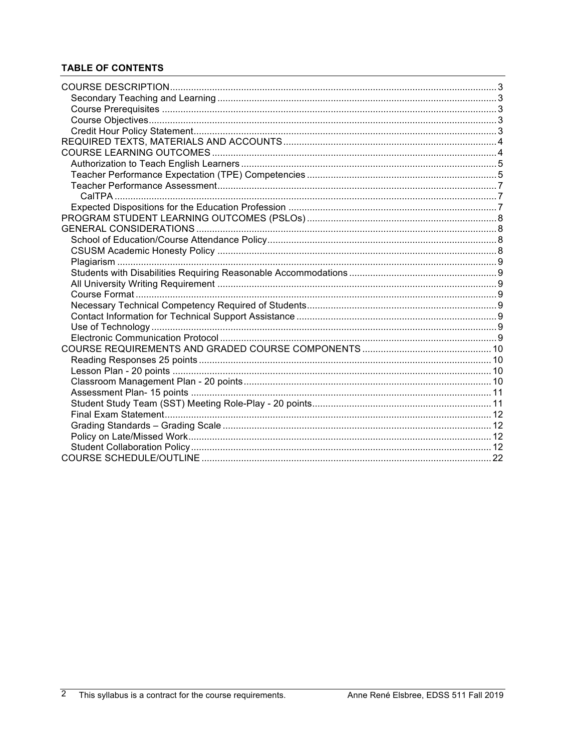**TABLE OF CONTENTS**

- COURSE DESCRIPTION ........ 3
  - Secondary Teaching and Learning ........ 3
  - Course Prerequisites ........ 3
  - Course Objectives ........ 3
  - Credit Hour Policy Statement ........ 3
- REQUIRED TEXTS, MATERIALS AND ACCOUNTS ........ 4
- COURSE LEARNING OUTCOMES ........ 4
  - Authorization to Teach English Learners ........ 5
  - Teacher Performance Expectation (TPE) Competencies ........ 5
  - Teacher Performance Assessment ........ 7
    - CalTPA ........ 7
  - Expected Dispositions for the Education Profession ........ 7
- PROGRAM STUDENT LEARNING OUTCOMES (PSLOs) ........ 8
- GENERAL CONSIDERATIONS ........ 8
  - School of Education/Course Attendance Policy ........ 8
  - CSUSM Academic Honesty Policy ........ 8
  - Plagiarism ........ 9
  - Students with Disabilities Requiring Reasonable Accommodations ........ 9
  - All University Writing Requirement ........ 9
  - Course Format ........ 9
  - Necessary Technical Competency Required of Students ........ 9
  - Contact Information for Technical Support Assistance ........ 9
  - Use of Technology ........ 9
  - Electronic Communication Protocol ........ 9
- COURSE REQUIREMENTS AND GRADED COURSE COMPONENTS ........ 10
  - Reading Responses 25 points ........ 10
  - Lesson Plan - 20 points ........ 10
  - Classroom Management Plan - 20 points ........ 10
  - Assessment Plan- 15 points ........ 11
  - Student Study Team (SST) Meeting Role-Play - 20 points ........ 11
  - Final Exam Statement ........ 12
  - Grading Standards – Grading Scale ........ 12
  - Policy on Late/Missed Work ........ 12
  - Student Collaboration Policy ........ 12
- COURSE SCHEDULE/OUTLINE ........ 22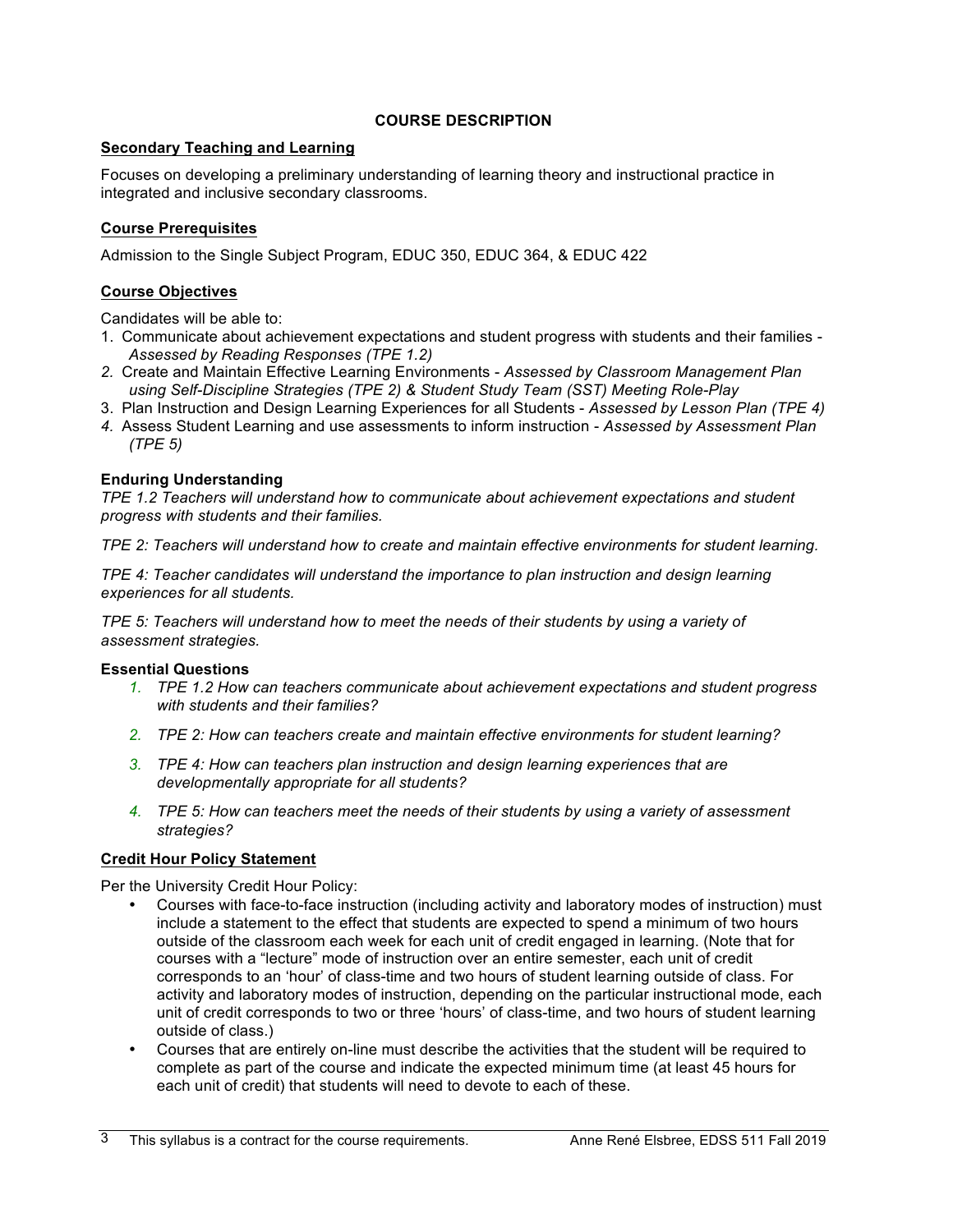## COURSE DESCRIPTION

### Secondary Teaching and Learning

Focuses on developing a preliminary understanding of learning theory and instructional practice in integrated and inclusive secondary classrooms.

### Course Prerequisites

Admission to the Single Subject Program, EDUC 350, EDUC 364, & EDUC 422

### Course Objectives

Candidates will be able to:

1. Communicate about achievement expectations and student progress with students and their families - *Assessed by Reading Responses (TPE 1.2)*
2. Create and Maintain Effective Learning Environments - *Assessed by Classroom Management Plan using Self-Discipline Strategies (TPE 2) & Student Study Team (SST) Meeting Role-Play*
3. Plan Instruction and Design Learning Experiences for all Students - *Assessed by Lesson Plan (TPE 4)*
4. Assess Student Learning and use assessments to inform instruction - *Assessed by Assessment Plan (TPE 5)*

**Enduring Understanding**

*TPE 1.2 Teachers will understand how to communicate about achievement expectations and student progress with students and their families.*

*TPE 2: Teachers will understand how to create and maintain effective environments for student learning.*

*TPE 4: Teacher candidates will understand the importance to plan instruction and design learning experiences for all students.*

*TPE 5: Teachers will understand how to meet the needs of their students by using a variety of assessment strategies.*

**Essential Questions**

1. *TPE 1.2 How can teachers communicate about achievement expectations and student progress with students and their families?*
2. *TPE 2: How can teachers create and maintain effective environments for student learning?*
3. *TPE 4: How can teachers plan instruction and design learning experiences that are developmentally appropriate for all students?*
4. *TPE 5: How can teachers meet the needs of their students by using a variety of assessment strategies?*

### Credit Hour Policy Statement

Per the University Credit Hour Policy:

- Courses with face-to-face instruction (including activity and laboratory modes of instruction) must include a statement to the effect that students are expected to spend a minimum of two hours outside of the classroom each week for each unit of credit engaged in learning. (Note that for courses with a "lecture" mode of instruction over an entire semester, each unit of credit corresponds to an 'hour' of class-time and two hours of student learning outside of class. For activity and laboratory modes of instruction, depending on the particular instructional mode, each unit of credit corresponds to two or three 'hours' of class-time, and two hours of student learning outside of class.)
- Courses that are entirely on-line must describe the activities that the student will be required to complete as part of the course and indicate the expected minimum time (at least 45 hours for each unit of credit) that students will need to devote to each of these.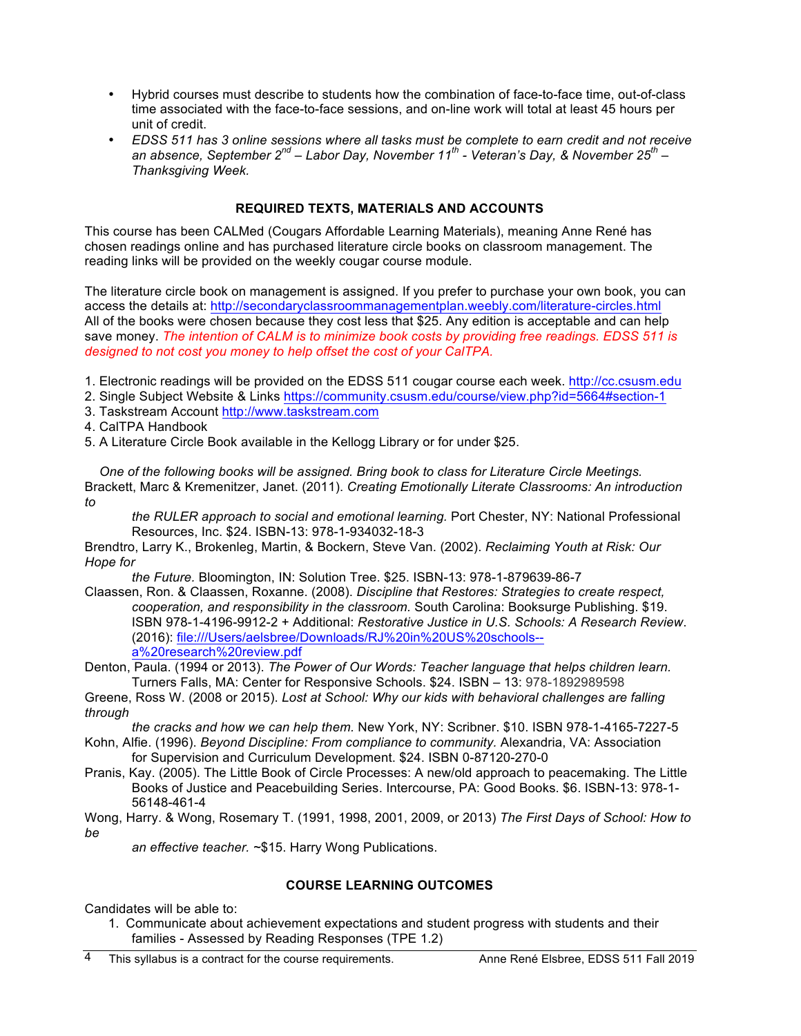- Hybrid courses must describe to students how the combination of face-to-face time, out-of-class time associated with the face-to-face sessions, and on-line work will total at least 45 hours per unit of credit.
- *EDSS 511 has 3 online sessions where all tasks must be complete to earn credit and not receive an absence, September 2nd – Labor Day, November 11th - Veteran's Day, & November 25th – Thanksgiving Week.*

## REQUIRED TEXTS, MATERIALS AND ACCOUNTS

This course has been CALMed (Cougars Affordable Learning Materials), meaning Anne René has chosen readings online and has purchased literature circle books on classroom management. The reading links will be provided on the weekly cougar course module.

The literature circle book on management is assigned. If you prefer to purchase your own book, you can access the details at: http://secondaryclassroommanagementplan.weebly.com/literature-circles.html All of the books were chosen because they cost less that $25. Any edition is acceptable and can help save money. *The intention of CALM is to minimize book costs by providing free readings. EDSS 511 is designed to not cost you money to help offset the cost of your CalTPA.*

1. Electronic readings will be provided on the EDSS 511 cougar course each week. http://cc.csusm.edu
2. Single Subject Website & Links https://community.csusm.edu/course/view.php?id=5664#section-1
3. Taskstream Account http://www.taskstream.com
4. CalTPA Handbook
5. A Literature Circle Book available in the Kellogg Library or for under $25.

*One of the following books will be assigned. Bring book to class for Literature Circle Meetings.*

Brackett, Marc & Kremenitzer, Janet. (2011). *Creating Emotionally Literate Classrooms: An introduction to the RULER approach to social and emotional learning.* Port Chester, NY: National Professional Resources, Inc. $24. ISBN-13: 978-1-934032-18-3

Brendtro, Larry K., Brokenleg, Martin, & Bockern, Steve Van. (2002). *Reclaiming Youth at Risk: Our Hope for the Future.* Bloomington, IN: Solution Tree. $25. ISBN-13: 978-1-879639-86-7

Claassen, Ron. & Claassen, Roxanne. (2008). *Discipline that Restores: Strategies to create respect, cooperation, and responsibility in the classroom.* South Carolina: Booksurge Publishing. $19. ISBN 978-1-4196-9912-2 + Additional: *Restorative Justice in U.S. Schools: A Research Review*. (2016): file:///Users/aelsbree/Downloads/RJ%20in%20US%20schools--a%20research%20review.pdf

Denton, Paula. (1994 or 2013). *The Power of Our Words: Teacher language that helps children learn*. Turners Falls, MA: Center for Responsive Schools. $24. ISBN – 13: 978-1892989598

Greene, Ross W. (2008 or 2015). *Lost at School: Why our kids with behavioral challenges are falling through the cracks and how we can help them.* New York, NY: Scribner. $10. ISBN 978-1-4165-7227-5

Kohn, Alfie. (1996). *Beyond Discipline: From compliance to community.* Alexandria, VA: Association for Supervision and Curriculum Development. $24. ISBN 0-87120-270-0

Pranis, Kay. (2005). The Little Book of Circle Processes: A new/old approach to peacemaking. The Little Books of Justice and Peacebuilding Series. Intercourse, PA: Good Books. $6. ISBN-13: 978-1-56148-461-4

Wong, Harry. & Wong, Rosemary T. (1991, 1998, 2001, 2009, or 2013) *The First Days of School: How to be an effective teacher.* ~$15. Harry Wong Publications.

## COURSE LEARNING OUTCOMES

Candidates will be able to:

1. Communicate about achievement expectations and student progress with students and their families - Assessed by Reading Responses (TPE 1.2)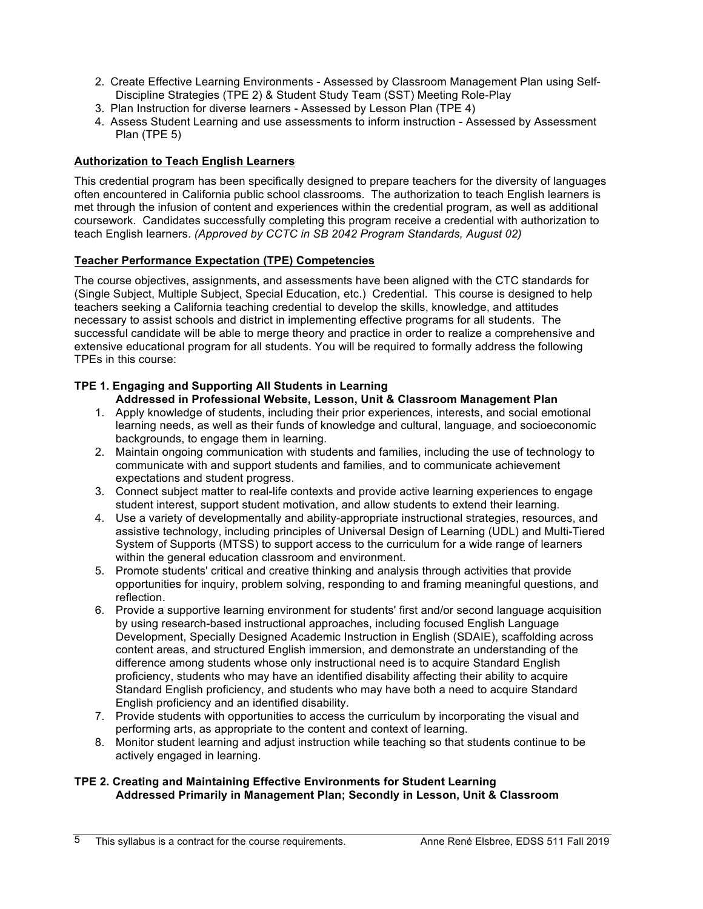2. Create Effective Learning Environments - Assessed by Classroom Management Plan using Self-Discipline Strategies (TPE 2) & Student Study Team (SST) Meeting Role-Play
3. Plan Instruction for diverse learners - Assessed by Lesson Plan (TPE 4)
4. Assess Student Learning and use assessments to inform instruction - Assessed by Assessment Plan (TPE 5)

**Authorization to Teach English Learners**

This credential program has been specifically designed to prepare teachers for the diversity of languages often encountered in California public school classrooms. The authorization to teach English learners is met through the infusion of content and experiences within the credential program, as well as additional coursework. Candidates successfully completing this program receive a credential with authorization to teach English learners. *(Approved by CCTC in SB 2042 Program Standards, August 02)*

**Teacher Performance Expectation (TPE) Competencies**

The course objectives, assignments, and assessments have been aligned with the CTC standards for (Single Subject, Multiple Subject, Special Education, etc.) Credential. This course is designed to help teachers seeking a California teaching credential to develop the skills, knowledge, and attitudes necessary to assist schools and district in implementing effective programs for all students. The successful candidate will be able to merge theory and practice in order to realize a comprehensive and extensive educational program for all students. You will be required to formally address the following TPEs in this course:

**TPE 1. Engaging and Supporting All Students in Learning**
**Addressed in Professional Website, Lesson, Unit & Classroom Management Plan**

1. Apply knowledge of students, including their prior experiences, interests, and social emotional learning needs, as well as their funds of knowledge and cultural, language, and socioeconomic backgrounds, to engage them in learning.
2. Maintain ongoing communication with students and families, including the use of technology to communicate with and support students and families, and to communicate achievement expectations and student progress.
3. Connect subject matter to real-life contexts and provide active learning experiences to engage student interest, support student motivation, and allow students to extend their learning.
4. Use a variety of developmentally and ability-appropriate instructional strategies, resources, and assistive technology, including principles of Universal Design of Learning (UDL) and Multi-Tiered System of Supports (MTSS) to support access to the curriculum for a wide range of learners within the general education classroom and environment.
5. Promote students' critical and creative thinking and analysis through activities that provide opportunities for inquiry, problem solving, responding to and framing meaningful questions, and reflection.
6. Provide a supportive learning environment for students' first and/or second language acquisition by using research-based instructional approaches, including focused English Language Development, Specially Designed Academic Instruction in English (SDAIE), scaffolding across content areas, and structured English immersion, and demonstrate an understanding of the difference among students whose only instructional need is to acquire Standard English proficiency, students who may have an identified disability affecting their ability to acquire Standard English proficiency, and students who may have both a need to acquire Standard English proficiency and an identified disability.
7. Provide students with opportunities to access the curriculum by incorporating the visual and performing arts, as appropriate to the content and context of learning.
8. Monitor student learning and adjust instruction while teaching so that students continue to be actively engaged in learning.

**TPE 2. Creating and Maintaining Effective Environments for Student Learning**
**Addressed Primarily in Management Plan; Secondly in Lesson, Unit & Classroom**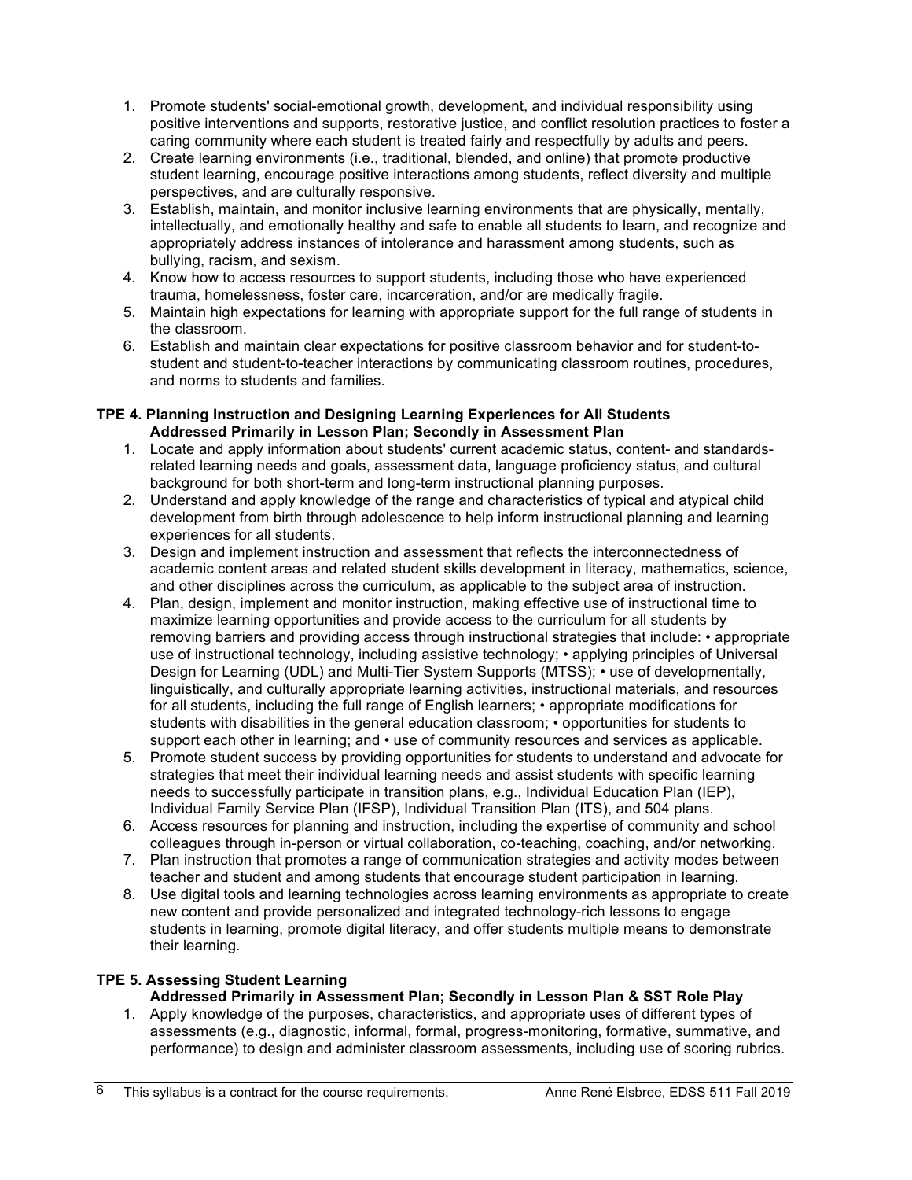1. Promote students' social-emotional growth, development, and individual responsibility using positive interventions and supports, restorative justice, and conflict resolution practices to foster a caring community where each student is treated fairly and respectfully by adults and peers.
2. Create learning environments (i.e., traditional, blended, and online) that promote productive student learning, encourage positive interactions among students, reflect diversity and multiple perspectives, and are culturally responsive.
3. Establish, maintain, and monitor inclusive learning environments that are physically, mentally, intellectually, and emotionally healthy and safe to enable all students to learn, and recognize and appropriately address instances of intolerance and harassment among students, such as bullying, racism, and sexism.
4. Know how to access resources to support students, including those who have experienced trauma, homelessness, foster care, incarceration, and/or are medically fragile.
5. Maintain high expectations for learning with appropriate support for the full range of students in the classroom.
6. Establish and maintain clear expectations for positive classroom behavior and for student-to-student and student-to-teacher interactions by communicating classroom routines, procedures, and norms to students and families.

**TPE 4. Planning Instruction and Designing Learning Experiences for All Students**
**Addressed Primarily in Lesson Plan; Secondly in Assessment Plan**

1. Locate and apply information about students' current academic status, content- and standards-related learning needs and goals, assessment data, language proficiency status, and cultural background for both short-term and long-term instructional planning purposes.
2. Understand and apply knowledge of the range and characteristics of typical and atypical child development from birth through adolescence to help inform instructional planning and learning experiences for all students.
3. Design and implement instruction and assessment that reflects the interconnectedness of academic content areas and related student skills development in literacy, mathematics, science, and other disciplines across the curriculum, as applicable to the subject area of instruction.
4. Plan, design, implement and monitor instruction, making effective use of instructional time to maximize learning opportunities and provide access to the curriculum for all students by removing barriers and providing access through instructional strategies that include: • appropriate use of instructional technology, including assistive technology; • applying principles of Universal Design for Learning (UDL) and Multi-Tier System Supports (MTSS); • use of developmentally, linguistically, and culturally appropriate learning activities, instructional materials, and resources for all students, including the full range of English learners; • appropriate modifications for students with disabilities in the general education classroom; • opportunities for students to support each other in learning; and • use of community resources and services as applicable.
5. Promote student success by providing opportunities for students to understand and advocate for strategies that meet their individual learning needs and assist students with specific learning needs to successfully participate in transition plans, e.g., Individual Education Plan (IEP), Individual Family Service Plan (IFSP), Individual Transition Plan (ITS), and 504 plans.
6. Access resources for planning and instruction, including the expertise of community and school colleagues through in-person or virtual collaboration, co-teaching, coaching, and/or networking.
7. Plan instruction that promotes a range of communication strategies and activity modes between teacher and student and among students that encourage student participation in learning.
8. Use digital tools and learning technologies across learning environments as appropriate to create new content and provide personalized and integrated technology-rich lessons to engage students in learning, promote digital literacy, and offer students multiple means to demonstrate their learning.

**TPE 5. Assessing Student Learning**
**Addressed Primarily in Assessment Plan; Secondly in Lesson Plan & SST Role Play**

1. Apply knowledge of the purposes, characteristics, and appropriate uses of different types of assessments (e.g., diagnostic, informal, formal, progress-monitoring, formative, summative, and performance) to design and administer classroom assessments, including use of scoring rubrics.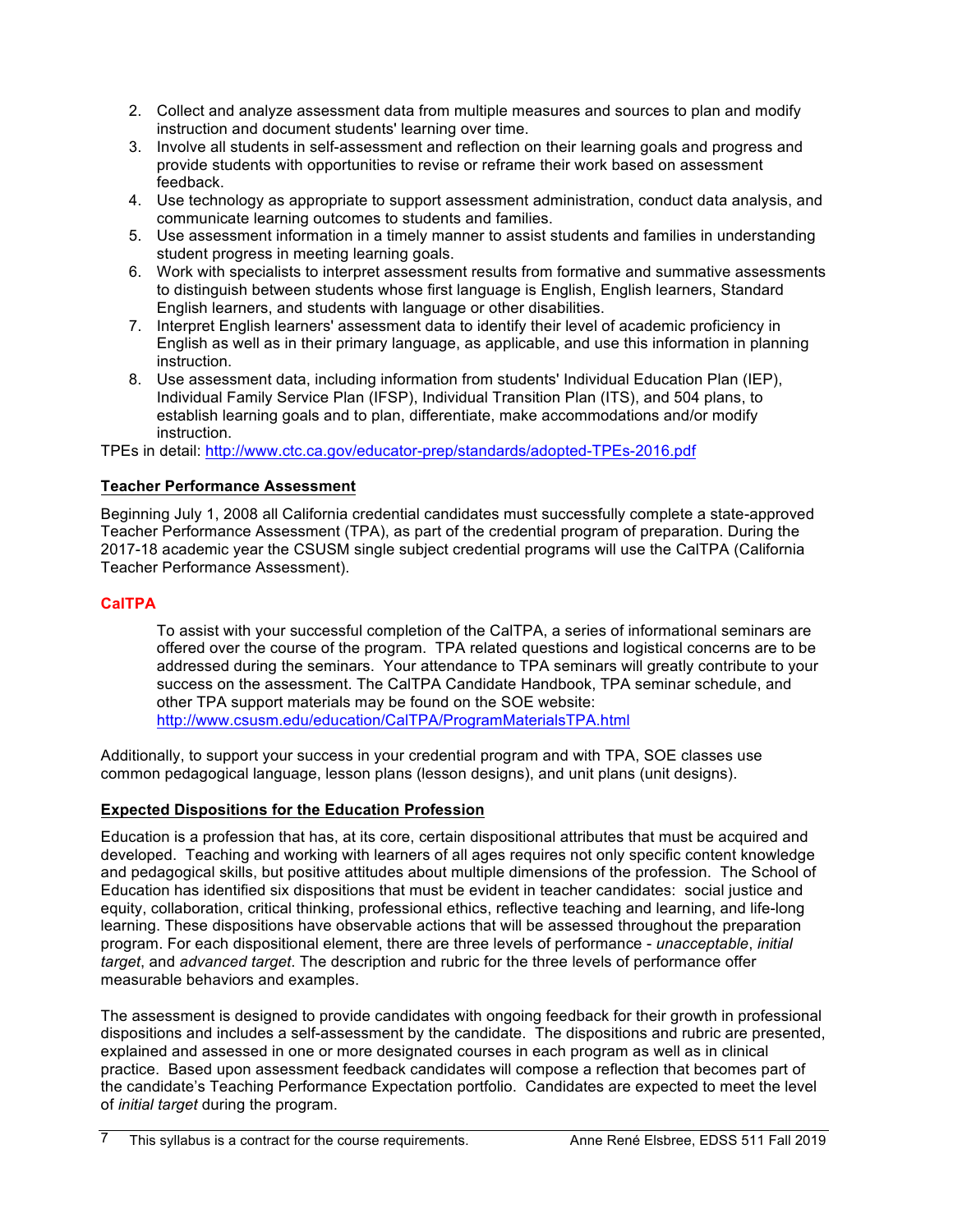2. Collect and analyze assessment data from multiple measures and sources to plan and modify instruction and document students' learning over time.
3. Involve all students in self-assessment and reflection on their learning goals and progress and provide students with opportunities to revise or reframe their work based on assessment feedback.
4. Use technology as appropriate to support assessment administration, conduct data analysis, and communicate learning outcomes to students and families.
5. Use assessment information in a timely manner to assist students and families in understanding student progress in meeting learning goals.
6. Work with specialists to interpret assessment results from formative and summative assessments to distinguish between students whose first language is English, English learners, Standard English learners, and students with language or other disabilities.
7. Interpret English learners' assessment data to identify their level of academic proficiency in English as well as in their primary language, as applicable, and use this information in planning instruction.
8. Use assessment data, including information from students' Individual Education Plan (IEP), Individual Family Service Plan (IFSP), Individual Transition Plan (ITS), and 504 plans, to establish learning goals and to plan, differentiate, make accommodations and/or modify instruction.

TPEs in detail: http://www.ctc.ca.gov/educator-prep/standards/adopted-TPEs-2016.pdf

**Teacher Performance Assessment**

Beginning July 1, 2008 all California credential candidates must successfully complete a state-approved Teacher Performance Assessment (TPA), as part of the credential program of preparation. During the 2017-18 academic year the CSUSM single subject credential programs will use the CalTPA (California Teacher Performance Assessment).

**CalTPA**

To assist with your successful completion of the CalTPA, a series of informational seminars are offered over the course of the program. TPA related questions and logistical concerns are to be addressed during the seminars. Your attendance to TPA seminars will greatly contribute to your success on the assessment. The CalTPA Candidate Handbook, TPA seminar schedule, and other TPA support materials may be found on the SOE website: http://www.csusm.edu/education/CalTPA/ProgramMaterialsTPA.html

Additionally, to support your success in your credential program and with TPA, SOE classes use common pedagogical language, lesson plans (lesson designs), and unit plans (unit designs).

**Expected Dispositions for the Education Profession**

Education is a profession that has, at its core, certain dispositional attributes that must be acquired and developed. Teaching and working with learners of all ages requires not only specific content knowledge and pedagogical skills, but positive attitudes about multiple dimensions of the profession. The School of Education has identified six dispositions that must be evident in teacher candidates: social justice and equity, collaboration, critical thinking, professional ethics, reflective teaching and learning, and life-long learning. These dispositions have observable actions that will be assessed throughout the preparation program. For each dispositional element, there are three levels of performance - *unacceptable*, *initial target*, and *advanced target*. The description and rubric for the three levels of performance offer measurable behaviors and examples.

The assessment is designed to provide candidates with ongoing feedback for their growth in professional dispositions and includes a self-assessment by the candidate. The dispositions and rubric are presented, explained and assessed in one or more designated courses in each program as well as in clinical practice. Based upon assessment feedback candidates will compose a reflection that becomes part of the candidate's Teaching Performance Expectation portfolio. Candidates are expected to meet the level of *initial target* during the program.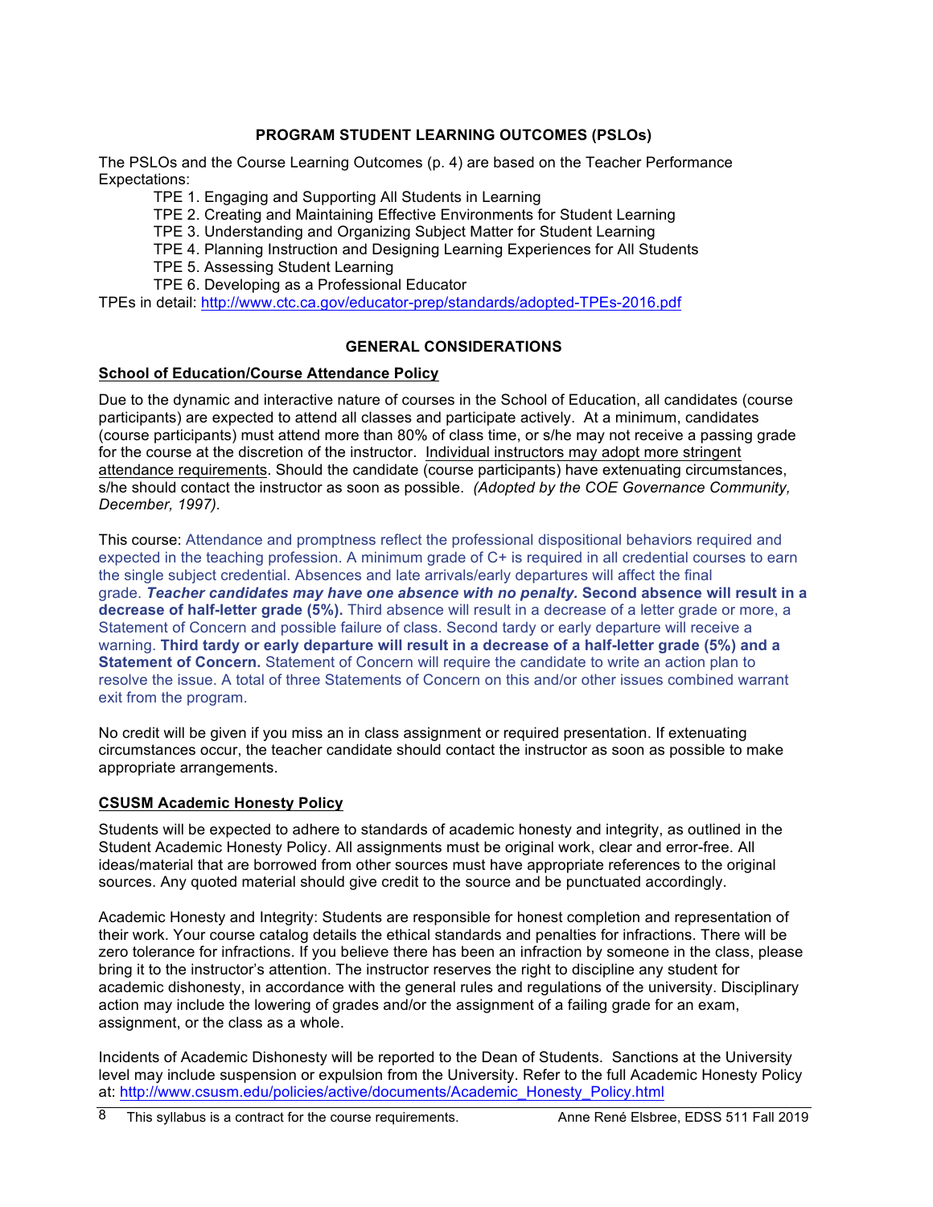## PROGRAM STUDENT LEARNING OUTCOMES (PSLOs)

The PSLOs and the Course Learning Outcomes (p. 4) are based on the Teacher Performance Expectations:

- TPE 1. Engaging and Supporting All Students in Learning
- TPE 2. Creating and Maintaining Effective Environments for Student Learning
- TPE 3. Understanding and Organizing Subject Matter for Student Learning
- TPE 4. Planning Instruction and Designing Learning Experiences for All Students
- TPE 5. Assessing Student Learning
- TPE 6. Developing as a Professional Educator

TPEs in detail: http://www.ctc.ca.gov/educator-prep/standards/adopted-TPEs-2016.pdf

## GENERAL CONSIDERATIONS

### School of Education/Course Attendance Policy

Due to the dynamic and interactive nature of courses in the School of Education, all candidates (course participants) are expected to attend all classes and participate actively. At a minimum, candidates (course participants) must attend more than 80% of class time, or s/he may not receive a passing grade for the course at the discretion of the instructor. Individual instructors may adopt more stringent attendance requirements. Should the candidate (course participants) have extenuating circumstances, s/he should contact the instructor as soon as possible. *(Adopted by the COE Governance Community, December, 1997).*

This course: Attendance and promptness reflect the professional dispositional behaviors required and expected in the teaching profession. A minimum grade of C+ is required in all credential courses to earn the single subject credential. Absences and late arrivals/early departures will affect the final grade. ***Teacher candidates may have one absence with no penalty.*** **Second absence will result in a decrease of half-letter grade (5%).** Third absence will result in a decrease of a letter grade or more, a Statement of Concern and possible failure of class. Second tardy or early departure will receive a warning. **Third tardy or early departure will result in a decrease of a half-letter grade (5%) and a Statement of Concern.** Statement of Concern will require the candidate to write an action plan to resolve the issue. A total of three Statements of Concern on this and/or other issues combined warrant exit from the program.

No credit will be given if you miss an in class assignment or required presentation. If extenuating circumstances occur, the teacher candidate should contact the instructor as soon as possible to make appropriate arrangements.

### CSUSM Academic Honesty Policy

Students will be expected to adhere to standards of academic honesty and integrity, as outlined in the Student Academic Honesty Policy. All assignments must be original work, clear and error-free. All ideas/material that are borrowed from other sources must have appropriate references to the original sources. Any quoted material should give credit to the source and be punctuated accordingly.

Academic Honesty and Integrity: Students are responsible for honest completion and representation of their work. Your course catalog details the ethical standards and penalties for infractions. There will be zero tolerance for infractions. If you believe there has been an infraction by someone in the class, please bring it to the instructor's attention. The instructor reserves the right to discipline any student for academic dishonesty, in accordance with the general rules and regulations of the university. Disciplinary action may include the lowering of grades and/or the assignment of a failing grade for an exam, assignment, or the class as a whole.

Incidents of Academic Dishonesty will be reported to the Dean of Students. Sanctions at the University level may include suspension or expulsion from the University. Refer to the full Academic Honesty Policy at: http://www.csusm.edu/policies/active/documents/Academic_Honesty_Policy.html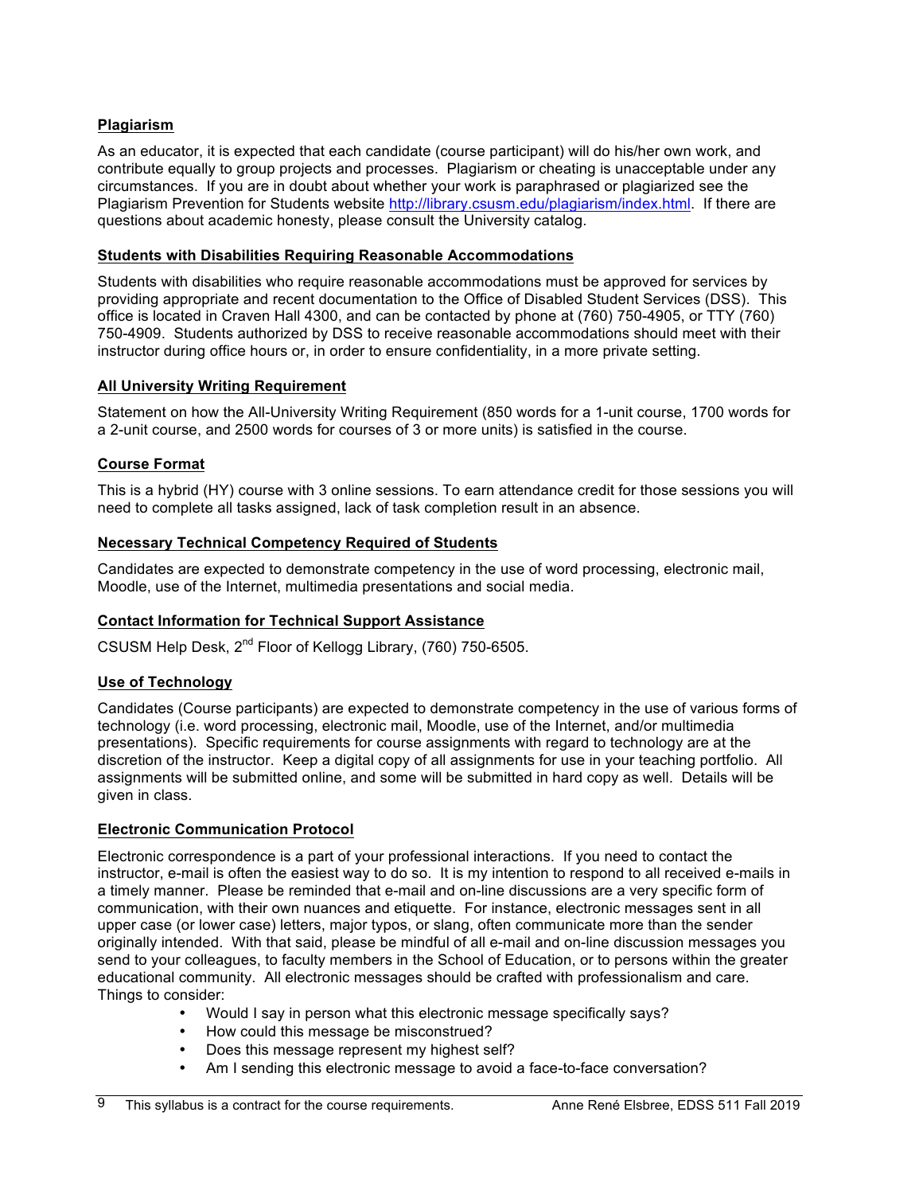## Plagiarism

As an educator, it is expected that each candidate (course participant) will do his/her own work, and contribute equally to group projects and processes. Plagiarism or cheating is unacceptable under any circumstances. If you are in doubt about whether your work is paraphrased or plagiarized see the Plagiarism Prevention for Students website http://library.csusm.edu/plagiarism/index.html. If there are questions about academic honesty, please consult the University catalog.

## Students with Disabilities Requiring Reasonable Accommodations

Students with disabilities who require reasonable accommodations must be approved for services by providing appropriate and recent documentation to the Office of Disabled Student Services (DSS). This office is located in Craven Hall 4300, and can be contacted by phone at (760) 750-4905, or TTY (760) 750-4909. Students authorized by DSS to receive reasonable accommodations should meet with their instructor during office hours or, in order to ensure confidentiality, in a more private setting.

## All University Writing Requirement

Statement on how the All-University Writing Requirement (850 words for a 1-unit course, 1700 words for a 2-unit course, and 2500 words for courses of 3 or more units) is satisfied in the course.

## Course Format

This is a hybrid (HY) course with 3 online sessions. To earn attendance credit for those sessions you will need to complete all tasks assigned, lack of task completion result in an absence.

## Necessary Technical Competency Required of Students

Candidates are expected to demonstrate competency in the use of word processing, electronic mail, Moodle, use of the Internet, multimedia presentations and social media.

## Contact Information for Technical Support Assistance

CSUSM Help Desk, 2nd Floor of Kellogg Library, (760) 750-6505.

## Use of Technology

Candidates (Course participants) are expected to demonstrate competency in the use of various forms of technology (i.e. word processing, electronic mail, Moodle, use of the Internet, and/or multimedia presentations). Specific requirements for course assignments with regard to technology are at the discretion of the instructor. Keep a digital copy of all assignments for use in your teaching portfolio. All assignments will be submitted online, and some will be submitted in hard copy as well. Details will be given in class.

## Electronic Communication Protocol

Electronic correspondence is a part of your professional interactions. If you need to contact the instructor, e-mail is often the easiest way to do so. It is my intention to respond to all received e-mails in a timely manner. Please be reminded that e-mail and on-line discussions are a very specific form of communication, with their own nuances and etiquette. For instance, electronic messages sent in all upper case (or lower case) letters, major typos, or slang, often communicate more than the sender originally intended. With that said, please be mindful of all e-mail and on-line discussion messages you send to your colleagues, to faculty members in the School of Education, or to persons within the greater educational community. All electronic messages should be crafted with professionalism and care. Things to consider:

- Would I say in person what this electronic message specifically says?
- How could this message be misconstrued?
- Does this message represent my highest self?
- Am I sending this electronic message to avoid a face-to-face conversation?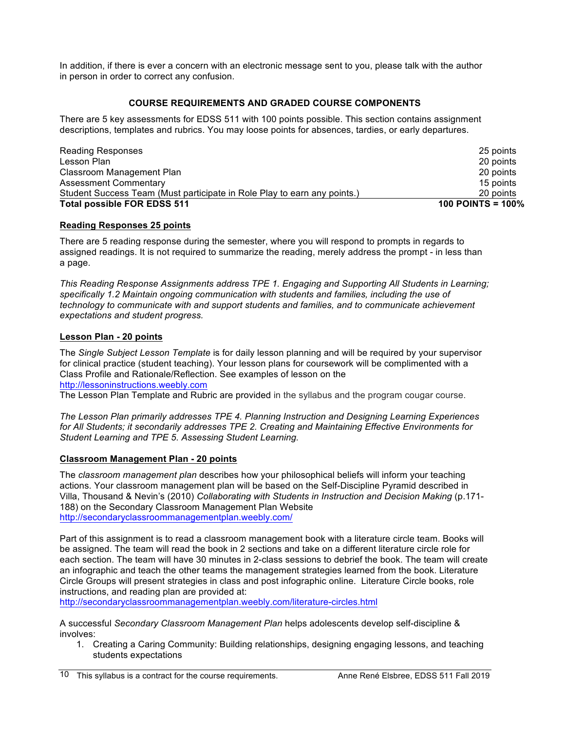In addition, if there is ever a concern with an electronic message sent to you, please talk with the author in person in order to correct any confusion.

## COURSE REQUIREMENTS AND GRADED COURSE COMPONENTS

There are 5 key assessments for EDSS 511 with 100 points possible. This section contains assignment descriptions, templates and rubrics. You may loose points for absences, tardies, or early departures.

| | |
|---|---|
| Reading Responses | 25 points |
| Lesson Plan | 20 points |
| Classroom Management Plan | 20 points |
| Assessment Commentary | 15 points |
| Student Success Team (Must participate in Role Play to earn any points.) | 20 points |
| **Total possible FOR EDSS 511** | **100 POINTS = 100%** |

### Reading Responses 25 points

There are 5 reading response during the semester, where you will respond to prompts in regards to assigned readings. It is not required to summarize the reading, merely address the prompt - in less than a page.

*This Reading Response Assignments address TPE 1. Engaging and Supporting All Students in Learning; specifically 1.2 Maintain ongoing communication with students and families, including the use of technology to communicate with and support students and families, and to communicate achievement expectations and student progress.*

### Lesson Plan - 20 points

The *Single Subject Lesson Template* is for daily lesson planning and will be required by your supervisor for clinical practice (student teaching). Your lesson plans for coursework will be complimented with a Class Profile and Rationale/Reflection. See examples of lesson on the http://lessoninstructions.weebly.com
The Lesson Plan Template and Rubric are provided in the syllabus and the program cougar course.

*The Lesson Plan primarily addresses TPE 4. Planning Instruction and Designing Learning Experiences for All Students; it secondarily addresses TPE 2. Creating and Maintaining Effective Environments for Student Learning and TPE 5. Assessing Student Learning.*

### Classroom Management Plan - 20 points

The *classroom management plan* describes how your philosophical beliefs will inform your teaching actions. Your classroom management plan will be based on the Self-Discipline Pyramid described in Villa, Thousand & Nevin's (2010) *Collaborating with Students in Instruction and Decision Making* (p.171-188) on the Secondary Classroom Management Plan Website
http://secondaryclassroommanagementplan.weebly.com/

Part of this assignment is to read a classroom management book with a literature circle team. Books will be assigned. The team will read the book in 2 sections and take on a different literature circle role for each section. The team will have 30 minutes in 2-class sessions to debrief the book. The team will create an infographic and teach the other teams the management strategies learned from the book. Literature Circle Groups will present strategies in class and post infographic online. Literature Circle books, role instructions, and reading plan are provided at:
http://secondaryclassroommanagementplan.weebly.com/literature-circles.html

A successful *Secondary Classroom Management Plan* helps adolescents develop self-discipline & involves:

1. Creating a Caring Community: Building relationships, designing engaging lessons, and teaching students expectations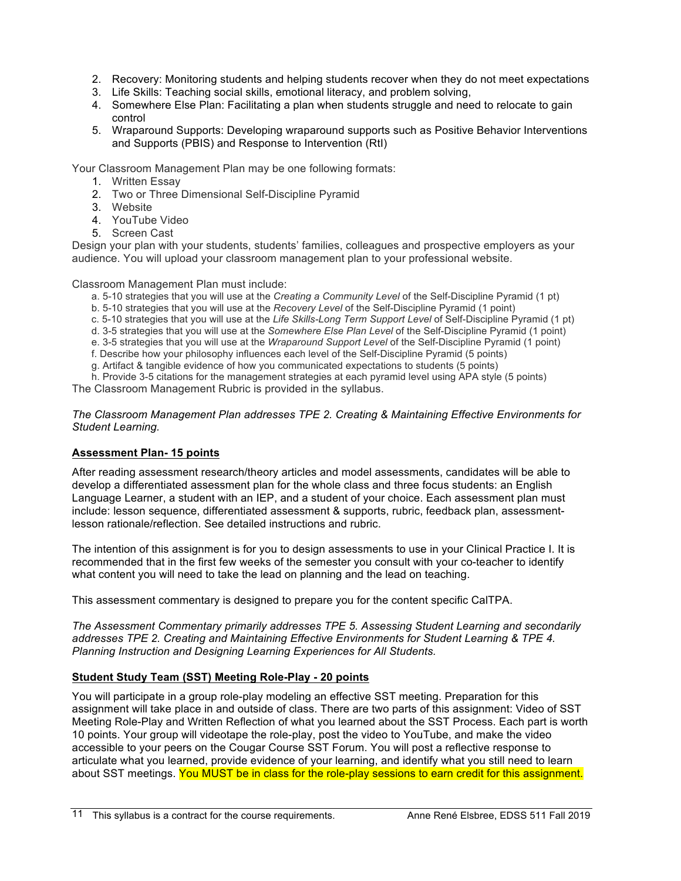2. Recovery: Monitoring students and helping students recover when they do not meet expectations
3. Life Skills: Teaching social skills, emotional literacy, and problem solving,
4. Somewhere Else Plan: Facilitating a plan when students struggle and need to relocate to gain control
5. Wraparound Supports: Developing wraparound supports such as Positive Behavior Interventions and Supports (PBIS) and Response to Intervention (RtI)

Your Classroom Management Plan may be one following formats:

1. Written Essay
2. Two or Three Dimensional Self-Discipline Pyramid
3. Website
4. YouTube Video
5. Screen Cast

Design your plan with your students, students' families, colleagues and prospective employers as your audience. You will upload your classroom management plan to your professional website.

Classroom Management Plan must include:

a. 5-10 strategies that you will use at the *Creating a Community Level* of the Self-Discipline Pyramid (1 pt)
b. 5-10 strategies that you will use at the *Recovery Level* of the Self-Discipline Pyramid (1 point)
c. 5-10 strategies that you will use at the *Life Skills-Long Term Support Level* of Self-Discipline Pyramid (1 pt)
d. 3-5 strategies that you will use at the *Somewhere Else Plan Level* of the Self-Discipline Pyramid (1 point)
e. 3-5 strategies that you will use at the *Wraparound Support Level* of the Self-Discipline Pyramid (1 point)
f. Describe how your philosophy influences each level of the Self-Discipline Pyramid (5 points)
g. Artifact & tangible evidence of how you communicated expectations to students (5 points)
h. Provide 3-5 citations for the management strategies at each pyramid level using APA style (5 points)

The Classroom Management Rubric is provided in the syllabus.

*The Classroom Management Plan addresses TPE 2. Creating & Maintaining Effective Environments for Student Learning.*

**Assessment Plan- 15 points**

After reading assessment research/theory articles and model assessments, candidates will be able to develop a differentiated assessment plan for the whole class and three focus students: an English Language Learner, a student with an IEP, and a student of your choice. Each assessment plan must include: lesson sequence, differentiated assessment & supports, rubric, feedback plan, assessment-lesson rationale/reflection. See detailed instructions and rubric.

The intention of this assignment is for you to design assessments to use in your Clinical Practice I. It is recommended that in the first few weeks of the semester you consult with your co-teacher to identify what content you will need to take the lead on planning and the lead on teaching.

This assessment commentary is designed to prepare you for the content specific CalTPA.

*The Assessment Commentary primarily addresses TPE 5. Assessing Student Learning and secondarily addresses TPE 2. Creating and Maintaining Effective Environments for Student Learning & TPE 4. Planning Instruction and Designing Learning Experiences for All Students.*

**Student Study Team (SST) Meeting Role-Play - 20 points**

You will participate in a group role-play modeling an effective SST meeting. Preparation for this assignment will take place in and outside of class. There are two parts of this assignment: Video of SST Meeting Role-Play and Written Reflection of what you learned about the SST Process. Each part is worth 10 points. Your group will videotape the role-play, post the video to YouTube, and make the video accessible to your peers on the Cougar Course SST Forum. You will post a reflective response to articulate what you learned, provide evidence of your learning, and identify what you still need to learn about SST meetings. You MUST be in class for the role-play sessions to earn credit for this assignment.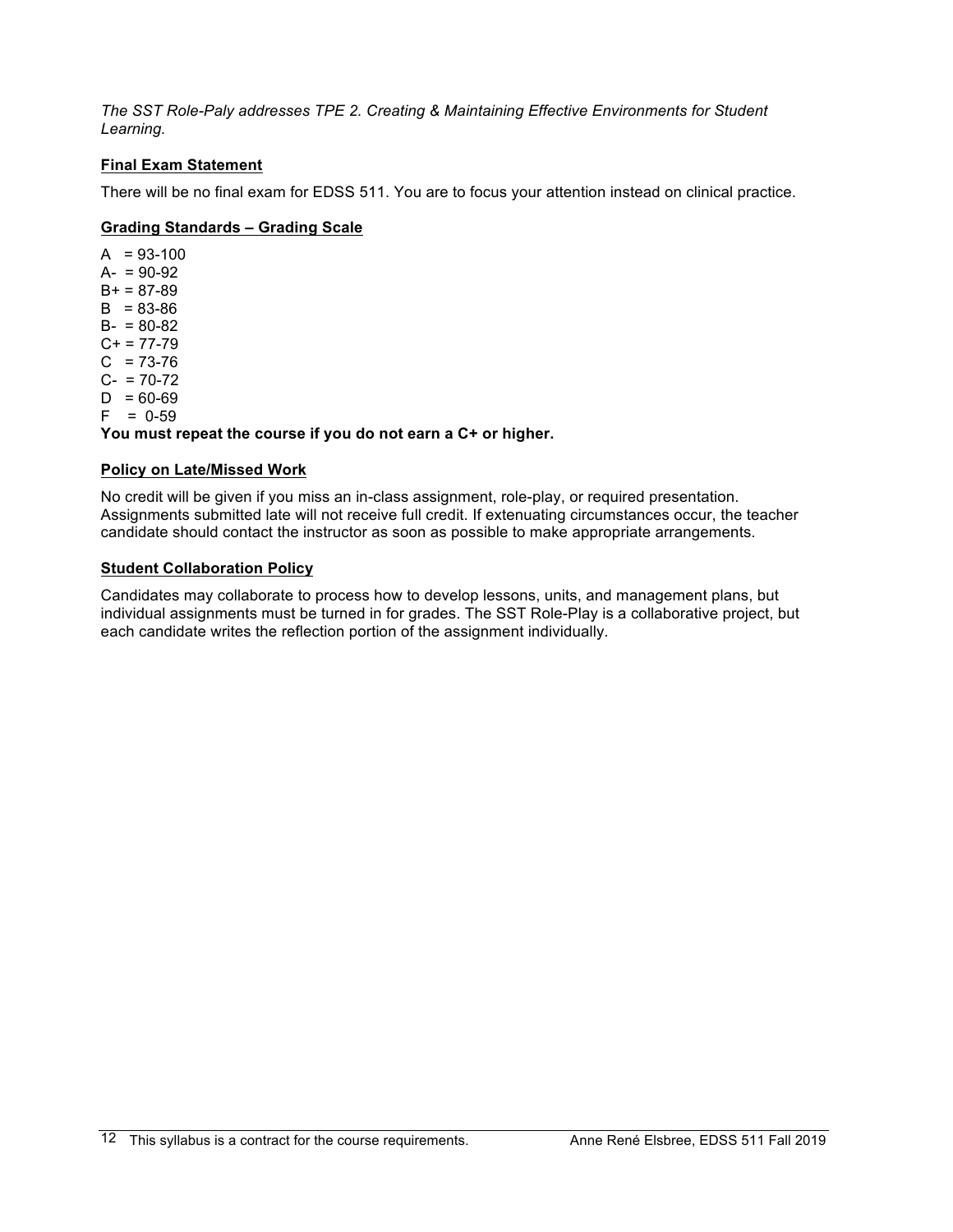*The SST Role-Paly addresses TPE 2. Creating & Maintaining Effective Environments for Student Learning.*

**Final Exam Statement**

There will be no final exam for EDSS 511. You are to focus your attention instead on clinical practice.

**Grading Standards – Grading Scale**

A = 93-100
A- = 90-92
B+ = 87-89
B = 83-86
B- = 80-82
C+ = 77-79
C = 73-76
C- = 70-72
D = 60-69
F = 0-59

**You must repeat the course if you do not earn a C+ or higher.**

**Policy on Late/Missed Work**

No credit will be given if you miss an in-class assignment, role-play, or required presentation. Assignments submitted late will not receive full credit. If extenuating circumstances occur, the teacher candidate should contact the instructor as soon as possible to make appropriate arrangements.

**Student Collaboration Policy**

Candidates may collaborate to process how to develop lessons, units, and management plans, but individual assignments must be turned in for grades. The SST Role-Play is a collaborative project, but each candidate writes the reflection portion of the assignment individually.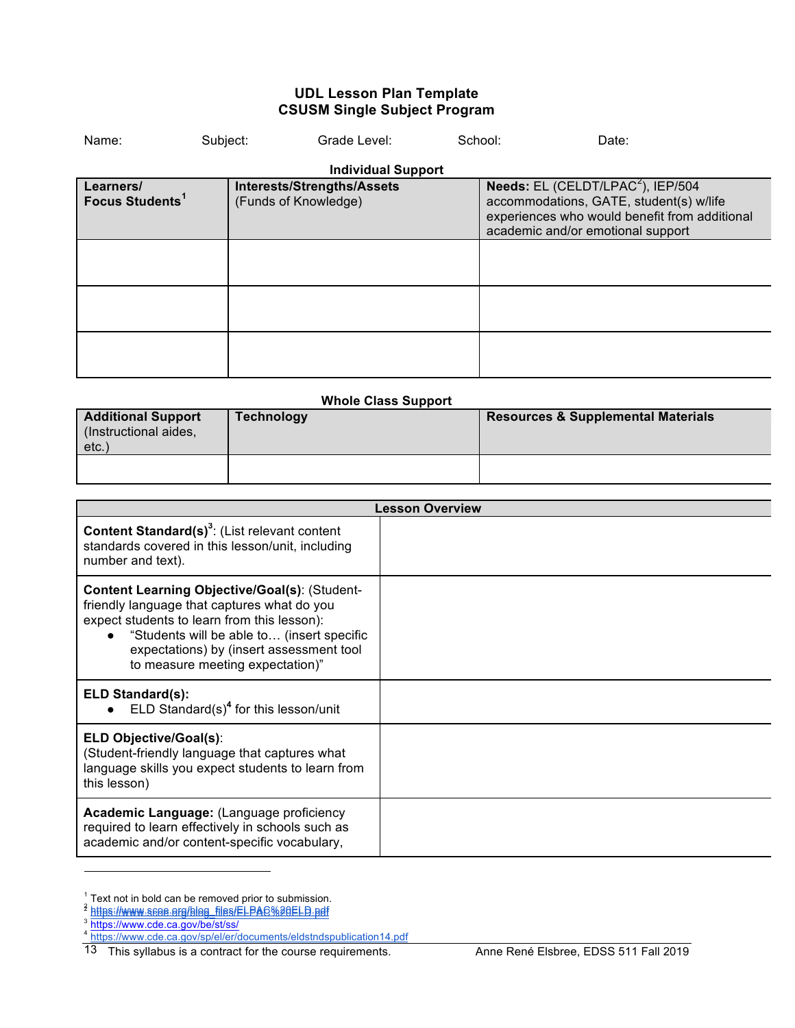**UDL Lesson Plan Template**
**CSUSM Single Subject Program**

Name: Subject: Grade Level: School: Date:

**Individual Support**

| **Learners/ Focus Students**[1] | **Interests/Strengths/Assets** (Funds of Knowledge) | **Needs:** EL (CELDT/LPAC[2]), IEP/504 accommodations, GATE, student(s) w/life experiences who would benefit from additional academic and/or emotional support |
|---|---|---|
| | | |
| | | |
| | | |

**Whole Class Support**

| **Additional Support** (Instructional aides, etc.) | **Technology** | **Resources & Supplemental Materials** |
|---|---|---|
| | | |

| **Lesson Overview** | |
|---|---|
| **Content Standard(s)**[3]: (List relevant content standards covered in this lesson/unit, including number and text). | |
| **Content Learning Objective/Goal(s)**: (Student-friendly language that captures what do you expect students to learn from this lesson): <br>● "Students will be able to… (insert specific expectations) by (insert assessment tool to measure meeting expectation)" | |
| **ELD Standard(s):** <br>● ELD Standard(s)[4] for this lesson/unit | |
| **ELD Objective/Goal(s)**: (Student-friendly language that captures what language skills you expect students to learn from this lesson) | |
| **Academic Language:** (Language proficiency required to learn effectively in schools such as academic and/or content-specific vocabulary, | |

[1] Text not in bold can be removed prior to submission.
[2] https://www.scoe.org/blog_files/ELPAC%20ELD.pdf
[3] https://www.cde.ca.gov/be/st/ss/
[4] https://www.cde.ca.gov/sp/el/er/documents/eldstndspublication14.pdf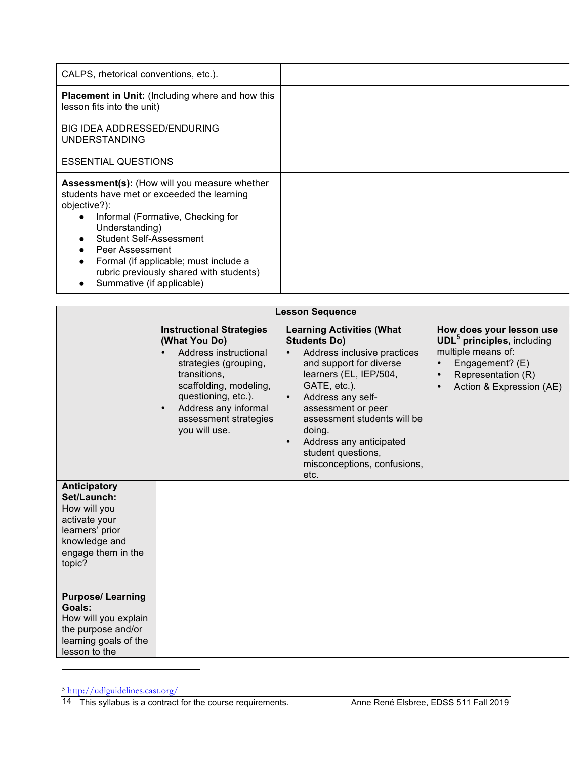| | |
|---|---|
| CALPS, rhetorical conventions, etc.). | |
| **Placement in Unit:** (Including where and how this lesson fits into the unit)<br><br>BIG IDEA ADDRESSED/ENDURING UNDERSTANDING<br><br>ESSENTIAL QUESTIONS | |
| **Assessment(s):** (How will you measure whether students have met or exceeded the learning objective?):<br>● Informal (Formative, Checking for Understanding)<br>● Student Self-Assessment<br>● Peer Assessment<br>● Formal (if applicable; must include a rubric previously shared with students)<br>● Summative (if applicable) | |

| **Lesson Sequence** | | | |
|---|---|---|---|
| | **Instructional Strategies (What You Do)**<br>• Address instructional strategies (grouping, transitions, scaffolding, modeling, questioning, etc.).<br>• Address any informal assessment strategies you will use. | **Learning Activities (What Students Do)**<br>• Address inclusive practices and support for diverse learners (EL, IEP/504, GATE, etc.).<br>• Address any self-assessment or peer assessment students will be doing.<br>• Address any anticipated student questions, misconceptions, confusions, etc. | **How does your lesson use UDL[5] principles,** including multiple means of:<br>• Engagement? (E)<br>• Representation (R)<br>• Action & Expression (AE) |
| **Anticipatory Set/Launch:**<br>How will you activate your learners' prior knowledge and engage them in the topic?<br><br>**Purpose/ Learning Goals:**<br>How will you explain the purpose and/or learning goals of the lesson to the | | | |

[5] http://udlguidelines.cast.org/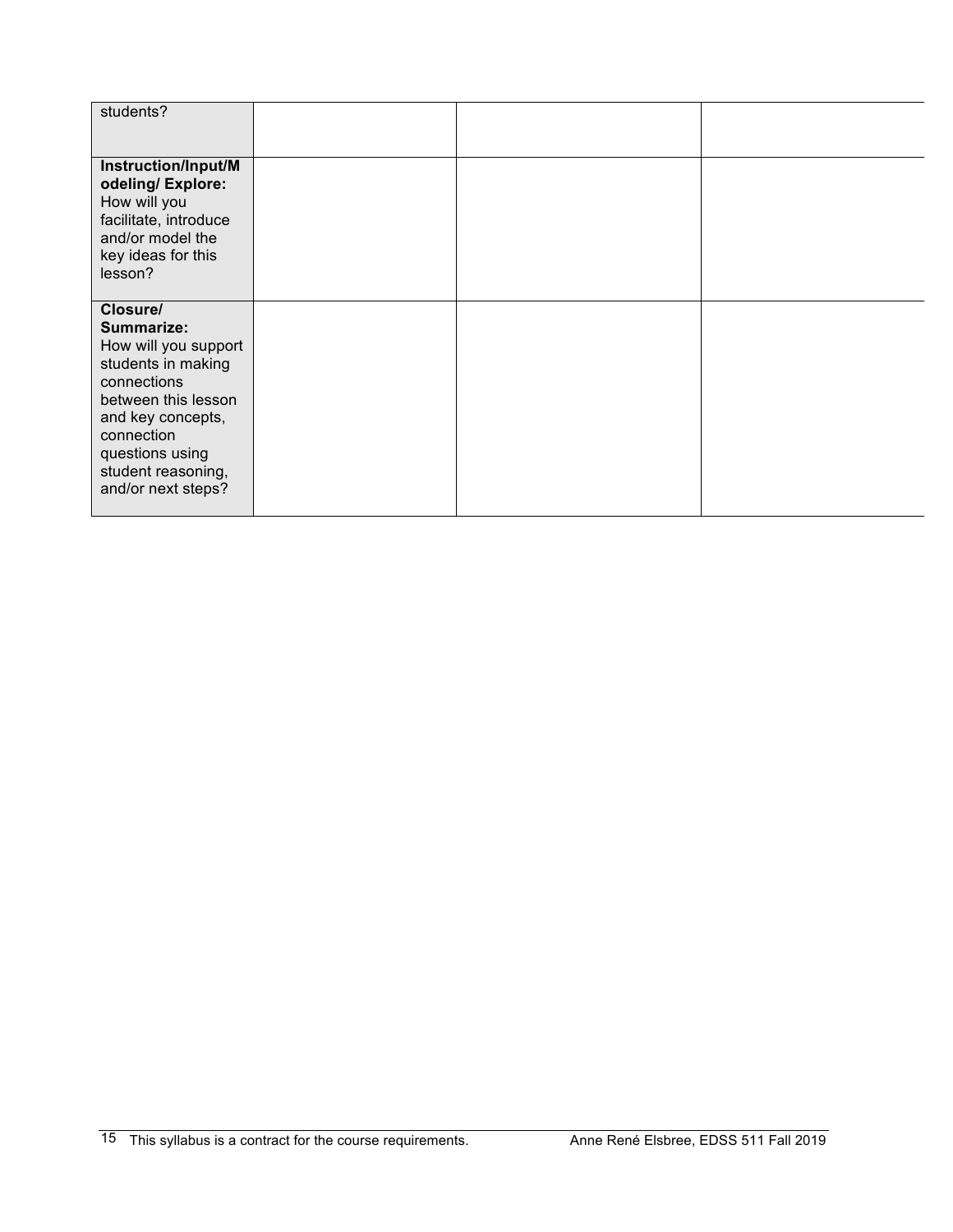| | | | |
|---|---|---|---|
| students? | | | |
| **Instruction/Input/Modeling/ Explore:** How will you facilitate, introduce and/or model the key ideas for this lesson? | | | |
| **Closure/ Summarize:** How will you support students in making connections between this lesson and key concepts, connection questions using student reasoning, and/or next steps? | | | |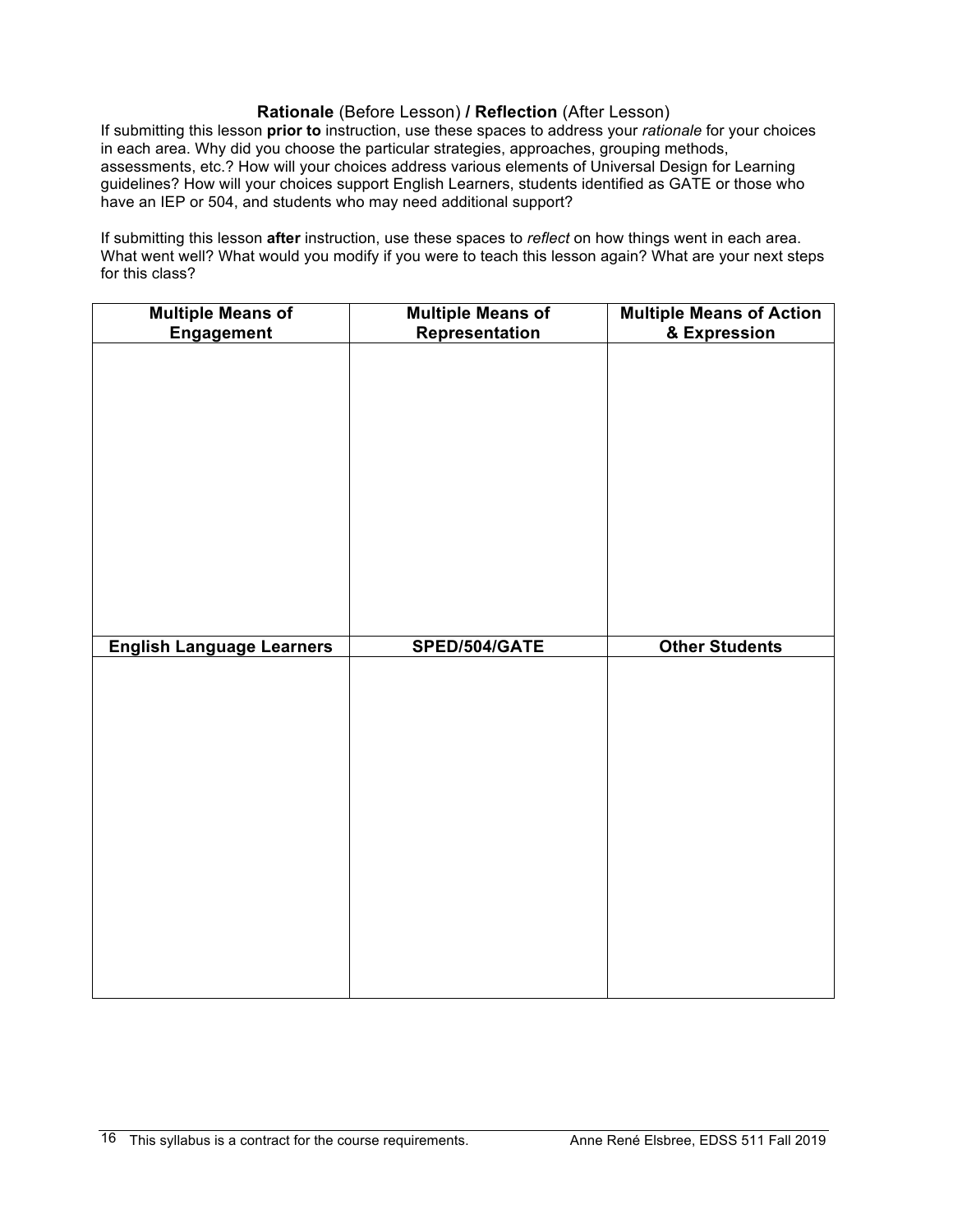**Rationale** (Before Lesson) **/ Reflection** (After Lesson)

If submitting this lesson **prior to** instruction, use these spaces to address your *rationale* for your choices in each area. Why did you choose the particular strategies, approaches, grouping methods, assessments, etc.? How will your choices address various elements of Universal Design for Learning guidelines? How will your choices support English Learners, students identified as GATE or those who have an IEP or 504, and students who may need additional support?

If submitting this lesson **after** instruction, use these spaces to *reflect* on how things went in each area. What went well? What would you modify if you were to teach this lesson again? What are your next steps for this class?

| **Multiple Means of Engagement** | **Multiple Means of Representation** | **Multiple Means of Action & Expression** |
|---|---|---|
| | | |
| **English Language Learners** | **SPED/504/GATE** | **Other Students** |
| | | |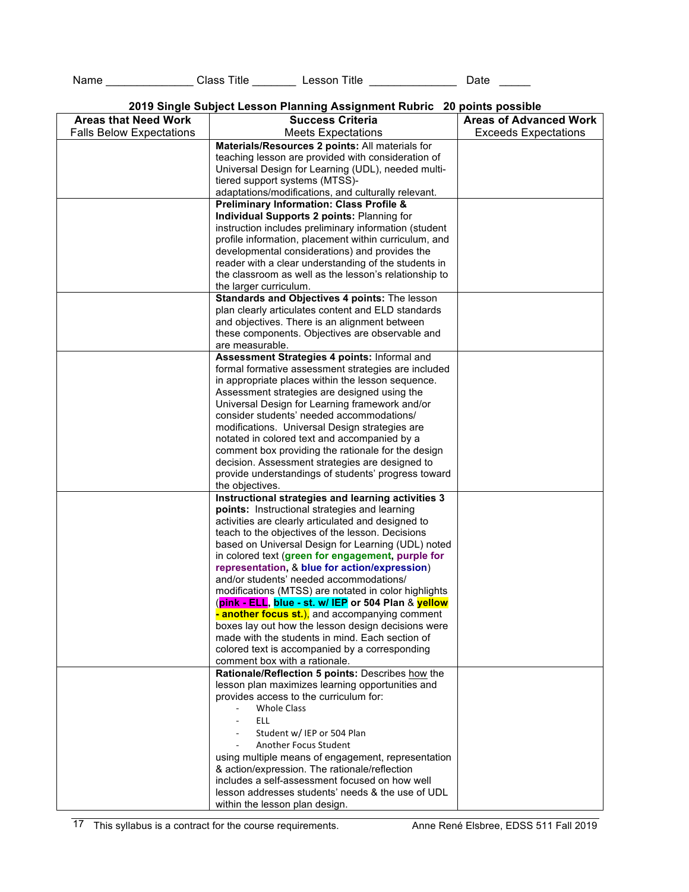Name ______________ Class Title _______ Lesson Title ______________ Date _____

**2019 Single Subject Lesson Planning Assignment Rubric 20 points possible**

| **Areas that Need Work** Falls Below Expectations | **Success Criteria** Meets Expectations | **Areas of Advanced Work** Exceeds Expectations |
|---|---|---|
| | **Materials/Resources 2 points:** All materials for teaching lesson are provided with consideration of Universal Design for Learning (UDL), needed multi-tiered support systems (MTSS)-adaptations/modifications, and culturally relevant. | |
| | **Preliminary Information: Class Profile & Individual Supports 2 points:** Planning for instruction includes preliminary information (student profile information, placement within curriculum, and developmental considerations) and provides the reader with a clear understanding of the students in the classroom as well as the lesson's relationship to the larger curriculum. | |
| | **Standards and Objectives 4 points:** The lesson plan clearly articulates content and ELD standards and objectives. There is an alignment between these components. Objectives are observable and are measurable. | |
| | **Assessment Strategies 4 points:** Informal and formal formative assessment strategies are included in appropriate places within the lesson sequence. Assessment strategies are designed using the Universal Design for Learning framework and/or consider students' needed accommodations/ modifications. Universal Design strategies are notated in colored text and accompanied by a comment box providing the rationale for the design decision. Assessment strategies are designed to provide understandings of students' progress toward the objectives. | |
| | **Instructional strategies and learning activities 3 points:** Instructional strategies and learning activities are clearly articulated and designed to teach to the objectives of the lesson. Decisions based on Universal Design for Learning (UDL) noted in colored text (**green for engagement**, **purple for representation**, & **blue for action/expression**) and/or students' needed accommodations/ modifications (MTSS) are notated in color highlights (**pink - ELL**, **blue - st. w/ IEP or 504 Plan** & **yellow - another focus st.**), and accompanying comment boxes lay out how the lesson design decisions were made with the students in mind. Each section of colored text is accompanied by a corresponding comment box with a rationale. | |
| | **Rationale/Reflection 5 points:** Describes how the lesson plan maximizes learning opportunities and provides access to the curriculum for: <br>- Whole Class <br>- ELL <br>- Student w/ IEP or 504 Plan <br>- Another Focus Student <br>using multiple means of engagement, representation & action/expression. The rationale/reflection includes a self-assessment focused on how well lesson addresses students' needs & the use of UDL within the lesson plan design. | |

This syllabus is a contract for the course requirements.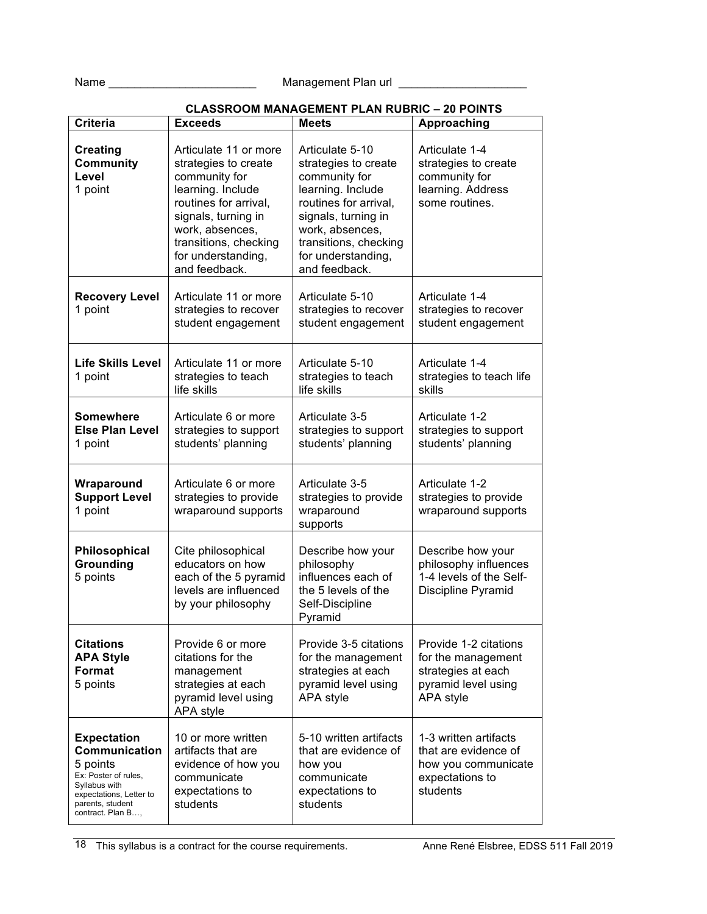Name _______________________ Management Plan url ____________________

## CLASSROOM MANAGEMENT PLAN RUBRIC – 20 POINTS

| Criteria | Exceeds | Meets | Approaching |
|---|---|---|---|
| **Creating Community Level** 1 point | Articulate 11 or more strategies to create community for learning. Include routines for arrival, signals, turning in work, absences, transitions, checking for understanding, and feedback. | Articulate 5-10 strategies to create community for learning. Include routines for arrival, signals, turning in work, absences, transitions, checking for understanding, and feedback. | Articulate 1-4 strategies to create community for learning. Address some routines. |
| **Recovery Level** 1 point | Articulate 11 or more strategies to recover student engagement | Articulate 5-10 strategies to recover student engagement | Articulate 1-4 strategies to recover student engagement |
| **Life Skills Level** 1 point | Articulate 11 or more strategies to teach life skills | Articulate 5-10 strategies to teach life skills | Articulate 1-4 strategies to teach life skills |
| **Somewhere Else Plan Level** 1 point | Articulate 6 or more strategies to support students' planning | Articulate 3-5 strategies to support students' planning | Articulate 1-2 strategies to support students' planning |
| **Wraparound Support Level** 1 point | Articulate 6 or more strategies to provide wraparound supports | Articulate 3-5 strategies to provide wraparound supports | Articulate 1-2 strategies to provide wraparound supports |
| **Philosophical Grounding** 5 points | Cite philosophical educators on how each of the 5 pyramid levels are influenced by your philosophy | Describe how your philosophy influences each of the 5 levels of the Self-Discipline Pyramid | Describe how your philosophy influences 1-4 levels of the Self-Discipline Pyramid |
| **Citations APA Style Format** 5 points | Provide 6 or more citations for the management strategies at each pyramid level using APA style | Provide 3-5 citations for the management strategies at each pyramid level using APA style | Provide 1-2 citations for the management strategies at each pyramid level using APA style |
| **Expectation Communication** 5 points Ex: Poster of rules, Syllabus with expectations, Letter to parents, student contract. Plan B…, | 10 or more written artifacts that are evidence of how you communicate expectations to students | 5-10 written artifacts that are evidence of how you communicate expectations to students | 1-3 written artifacts that are evidence of how you communicate expectations to students |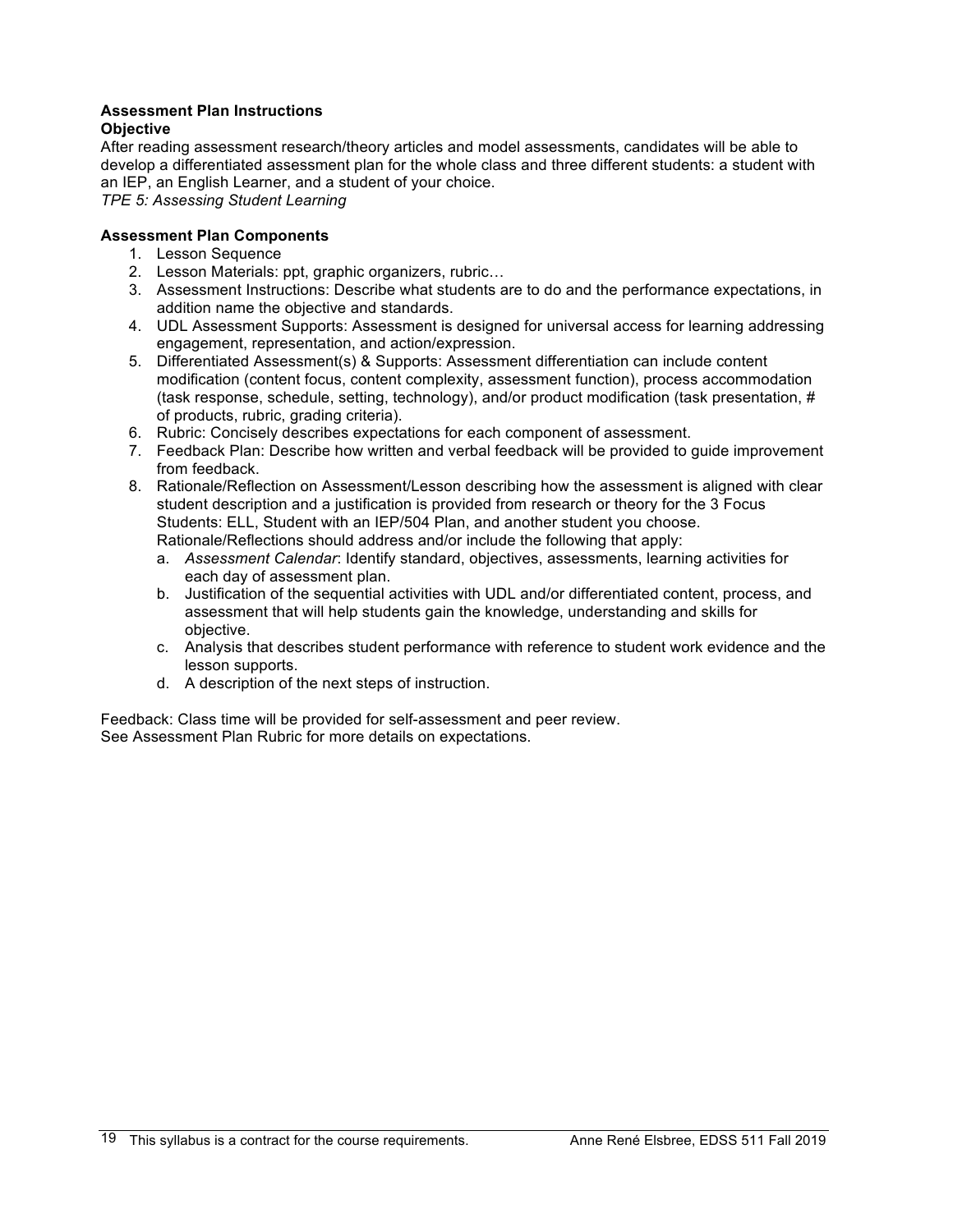**Assessment Plan Instructions**

**Objective**

After reading assessment research/theory articles and model assessments, candidates will be able to develop a differentiated assessment plan for the whole class and three different students: a student with an IEP, an English Learner, and a student of your choice.

*TPE 5: Assessing Student Learning*

**Assessment Plan Components**

1. Lesson Sequence
2. Lesson Materials: ppt, graphic organizers, rubric…
3. Assessment Instructions: Describe what students are to do and the performance expectations, in addition name the objective and standards.
4. UDL Assessment Supports: Assessment is designed for universal access for learning addressing engagement, representation, and action/expression.
5. Differentiated Assessment(s) & Supports: Assessment differentiation can include content modification (content focus, content complexity, assessment function), process accommodation (task response, schedule, setting, technology), and/or product modification (task presentation, # of products, rubric, grading criteria).
6. Rubric: Concisely describes expectations for each component of assessment.
7. Feedback Plan: Describe how written and verbal feedback will be provided to guide improvement from feedback.
8. Rationale/Reflection on Assessment/Lesson describing how the assessment is aligned with clear student description and a justification is provided from research or theory for the 3 Focus Students: ELL, Student with an IEP/504 Plan, and another student you choose. Rationale/Reflections should address and/or include the following that apply:
   a. *Assessment Calendar*: Identify standard, objectives, assessments, learning activities for each day of assessment plan.
   b. Justification of the sequential activities with UDL and/or differentiated content, process, and assessment that will help students gain the knowledge, understanding and skills for objective.
   c. Analysis that describes student performance with reference to student work evidence and the lesson supports.
   d. A description of the next steps of instruction.

Feedback: Class time will be provided for self-assessment and peer review.
See Assessment Plan Rubric for more details on expectations.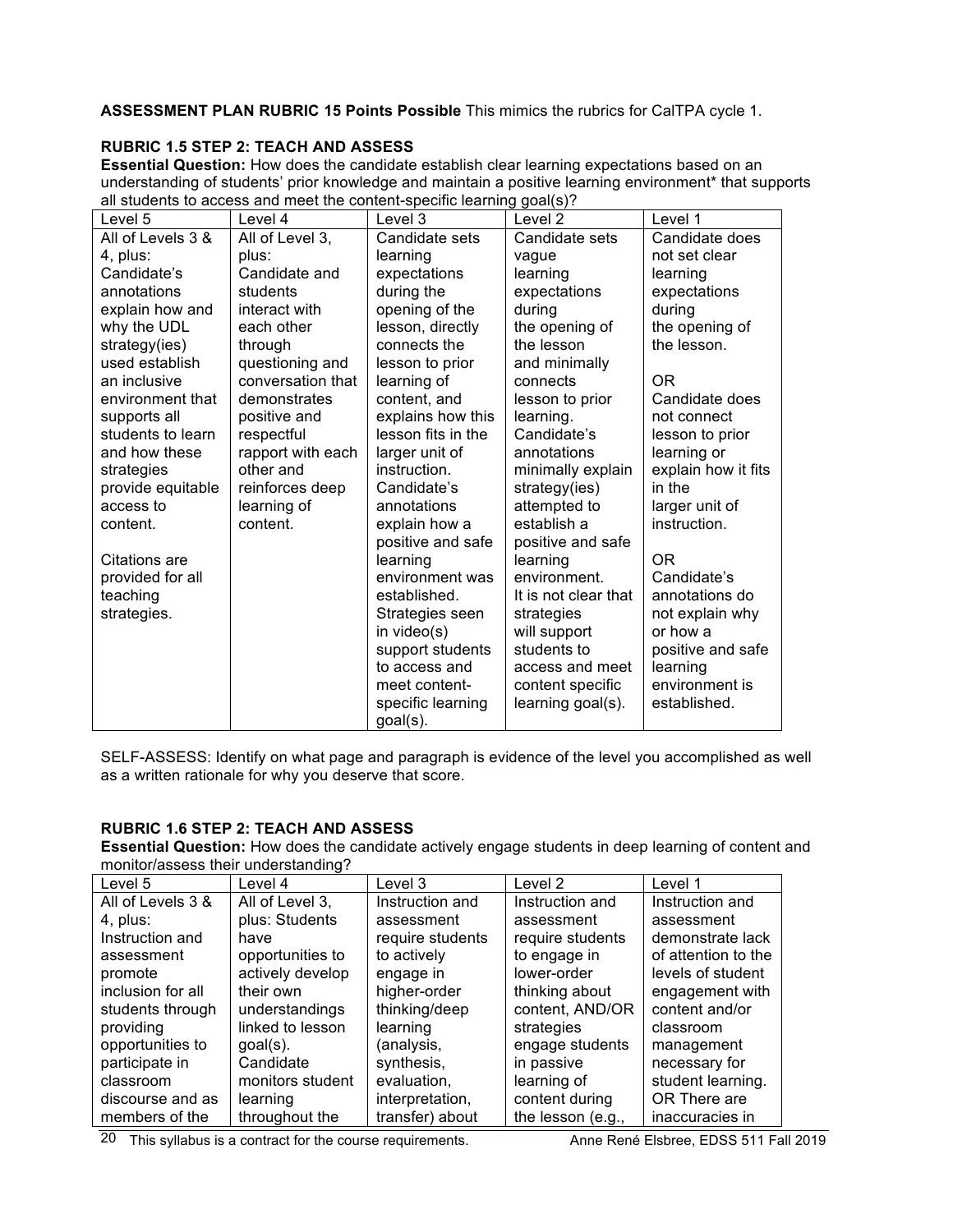**ASSESSMENT PLAN RUBRIC 15 Points Possible** This mimics the rubrics for CalTPA cycle 1.

**RUBRIC 1.5 STEP 2: TEACH AND ASSESS**

**Essential Question:** How does the candidate establish clear learning expectations based on an understanding of students' prior knowledge and maintain a positive learning environment* that supports all students to access and meet the content-specific learning goal(s)?

| Level 5 | Level 4 | Level 3 | Level 2 | Level 1 |
|---|---|---|---|---|
| All of Levels 3 & 4, plus: Candidate's annotations explain how and why the UDL strategy(ies) used establish an inclusive environment that supports all students to learn and how these strategies provide equitable access to content.<br><br>Citations are provided for all teaching strategies. | All of Level 3, plus: Candidate and students interact with each other through questioning and conversation that demonstrates positive and respectful rapport with each other and reinforces deep learning of content. | Candidate sets learning expectations during the opening of the lesson, directly connects the lesson to prior learning of content, and explains how this lesson fits in the larger unit of instruction. Candidate's annotations explain how a positive and safe learning environment was established. Strategies seen in video(s) support students to access and meet content-specific learning goal(s). | Candidate sets vague learning expectations during the opening of the lesson and minimally connects lesson to prior learning. Candidate's annotations minimally explain strategy(ies) attempted to establish a positive and safe learning environment. It is not clear that strategies will support students to access and meet content specific learning goal(s). | Candidate does not set clear learning expectations during the opening of the lesson.<br><br>OR<br>Candidate does not connect lesson to prior learning or explain how it fits in the larger unit of instruction.<br><br>OR<br>Candidate's annotations do not explain why or how a positive and safe learning environment is established. |

SELF-ASSESS: Identify on what page and paragraph is evidence of the level you accomplished as well as a written rationale for why you deserve that score.

**RUBRIC 1.6 STEP 2: TEACH AND ASSESS**

**Essential Question:** How does the candidate actively engage students in deep learning of content and monitor/assess their understanding?

| Level 5 | Level 4 | Level 3 | Level 2 | Level 1 |
|---|---|---|---|---|
| All of Levels 3 & 4, plus: Instruction and assessment promote inclusion for all students through providing opportunities to participate in classroom discourse and as members of the | All of Level 3, plus: Students have opportunities to actively develop their own understandings linked to lesson goal(s). Candidate monitors student learning throughout the | Instruction and assessment require students to actively engage in higher-order thinking/deep learning (analysis, synthesis, evaluation, interpretation, transfer) about | Instruction and assessment require students to engage in lower-order thinking about content, AND/OR strategies engage students in passive learning of content during the lesson (e.g., | Instruction and assessment demonstrate lack of attention to the levels of student engagement with content and/or classroom management necessary for student learning. OR There are inaccuracies in |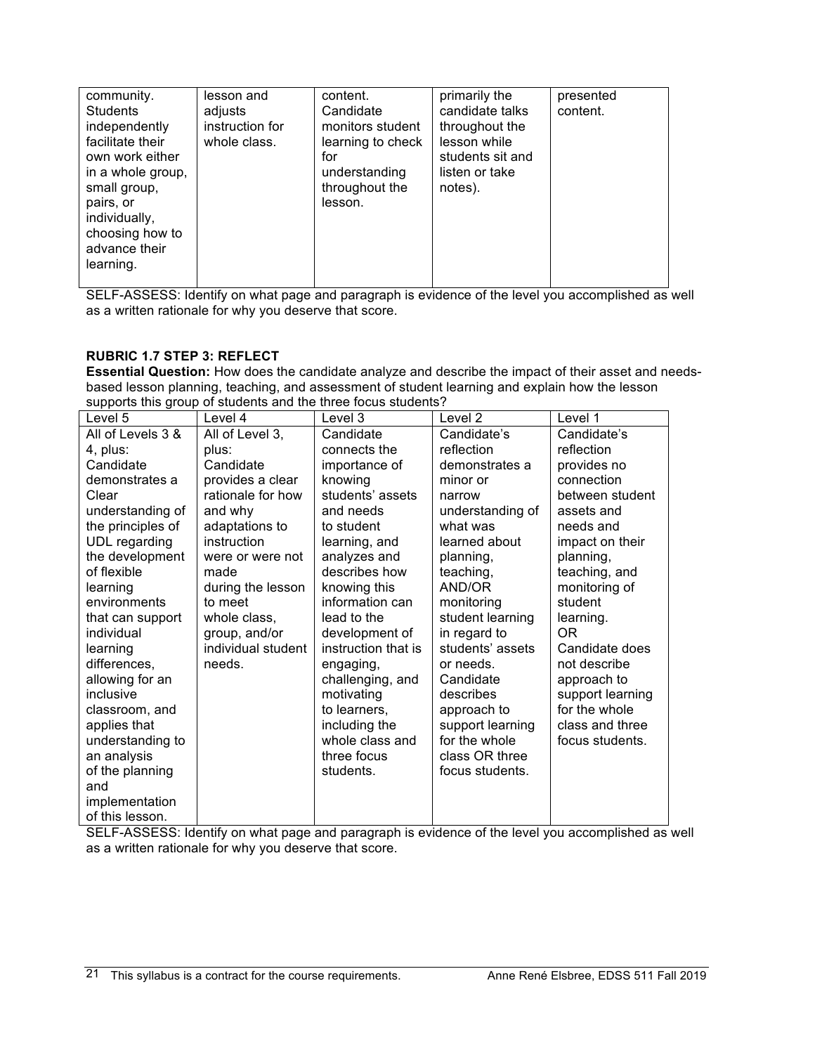| community. Students independently facilitate their own work either in a whole group, small group, pairs, or individually, choosing how to advance their learning. | lesson and adjusts instruction for whole class. | content. Candidate monitors student learning to check for understanding throughout the lesson. | primarily the candidate talks throughout the lesson while students sit and listen or take notes). | presented content. |
|---|---|---|---|---|

SELF-ASSESS: Identify on what page and paragraph is evidence of the level you accomplished as well as a written rationale for why you deserve that score.

**RUBRIC 1.7 STEP 3: REFLECT**

**Essential Question:** How does the candidate analyze and describe the impact of their asset and needs-based lesson planning, teaching, and assessment of student learning and explain how the lesson supports this group of students and the three focus students?

| Level 5 | Level 4 | Level 3 | Level 2 | Level 1 |
|---|---|---|---|---|
| All of Levels 3 & 4, plus: Candidate demonstrates a Clear understanding of the principles of UDL regarding the development of flexible learning environments that can support individual learning differences, allowing for an inclusive classroom, and applies that understanding to an analysis of the planning and implementation of this lesson. | All of Level 3, plus: Candidate provides a clear rationale for how and why adaptations to instruction were or were not made during the lesson to meet whole class, group, and/or individual student needs. | Candidate connects the importance of knowing students' assets and needs to student learning, and analyzes and describes how knowing this information can lead to the development of instruction that is engaging, challenging, and motivating to learners, including the whole class and three focus students. | Candidate's reflection demonstrates a minor or narrow understanding of what was learned about planning, teaching, AND/OR monitoring student learning in regard to students' assets or needs. Candidate describes approach to support learning for the whole class OR three focus students. | Candidate's reflection provides no connection between student assets and needs and impact on their planning, teaching, and monitoring of student learning. OR Candidate does not describe approach to support learning for the whole class and three focus students. |

SELF-ASSESS: Identify on what page and paragraph is evidence of the level you accomplished as well as a written rationale for why you deserve that score.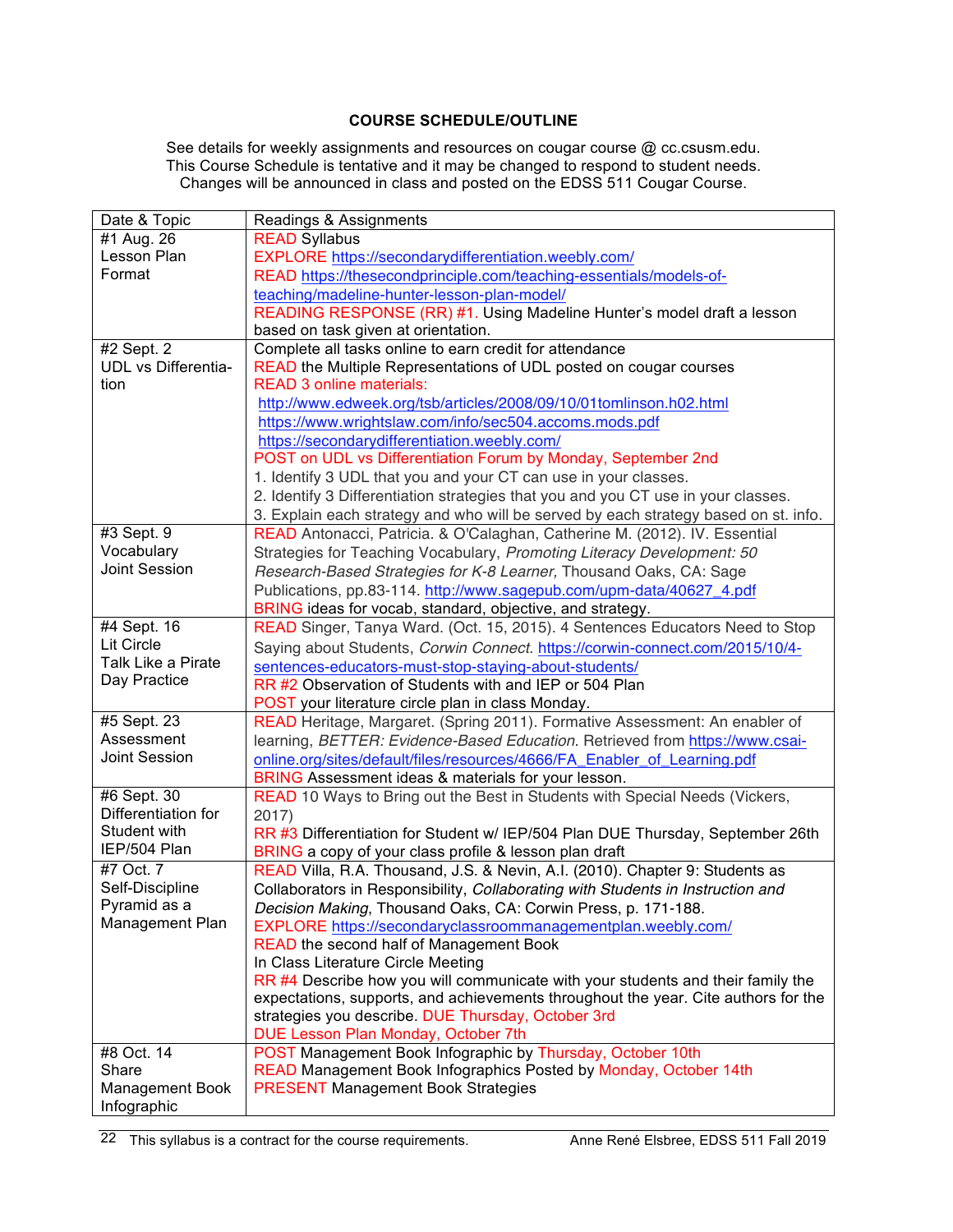**COURSE SCHEDULE/OUTLINE**

See details for weekly assignments and resources on cougar course @ cc.csusm.edu.
This Course Schedule is tentative and it may be changed to respond to student needs.
Changes will be announced in class and posted on the EDSS 511 Cougar Course.

| Date & Topic | Readings & Assignments |
|---|---|
| #1 Aug. 26<br>Lesson Plan Format | READ Syllabus<br>EXPLORE https://secondarydifferentiation.weebly.com/<br>READ https://thesecondprinciple.com/teaching-essentials/models-of-teaching/madeline-hunter-lesson-plan-model/<br>READING RESPONSE (RR) #1. Using Madeline Hunter's model draft a lesson based on task given at orientation. |
| #2 Sept. 2<br>UDL vs Differentiation | Complete all tasks online to earn credit for attendance<br>READ the Multiple Representations of UDL posted on cougar courses<br>READ 3 online materials:<br>http://www.edweek.org/tsb/articles/2008/09/10/01tomlinson.h02.html<br>https://www.wrightslaw.com/info/sec504.accoms.mods.pdf<br>https://secondarydifferentiation.weebly.com/<br>POST on UDL vs Differentiation Forum by Monday, September 2nd<br>1. Identify 3 UDL that you and your CT can use in your classes.<br>2. Identify 3 Differentiation strategies that you and you CT use in your classes.<br>3. Explain each strategy and who will be served by each strategy based on st. info. |
| #3 Sept. 9<br>Vocabulary<br>Joint Session | READ Antonacci, Patricia. & O'Calaghan, Catherine M. (2012). IV. Essential Strategies for Teaching Vocabulary, *Promoting Literacy Development: 50 Research-Based Strategies for K-8 Learner,* Thousand Oaks, CA: Sage Publications, pp.83-114. http://www.sagepub.com/upm-data/40627_4.pdf<br>BRING ideas for vocab, standard, objective, and strategy. |
| #4 Sept. 16<br>Lit Circle<br>Talk Like a Pirate Day Practice | READ Singer, Tanya Ward. (Oct. 15, 2015). 4 Sentences Educators Need to Stop Saying about Students, *Corwin Connect.* https://corwin-connect.com/2015/10/4-sentences-educators-must-stop-staying-about-students/<br>RR #2 Observation of Students with and IEP or 504 Plan<br>POST your literature circle plan in class Monday. |
| #5 Sept. 23<br>Assessment<br>Joint Session | READ Heritage, Margaret. (Spring 2011). Formative Assessment: An enabler of learning, *BETTER: Evidence-Based Education.* Retrieved from https://www.csai-online.org/sites/default/files/resources/4666/FA_Enabler_of_Learning.pdf<br>BRING Assessment ideas & materials for your lesson. |
| #6 Sept. 30<br>Differentiation for Student with IEP/504 Plan | READ 10 Ways to Bring out the Best in Students with Special Needs (Vickers, 2017)<br>RR #3 Differentiation for Student w/ IEP/504 Plan DUE Thursday, September 26th<br>BRING a copy of your class profile & lesson plan draft |
| #7 Oct. 7<br>Self-Discipline Pyramid as a Management Plan | READ Villa, R.A. Thousand, J.S. & Nevin, A.I. (2010). Chapter 9: Students as Collaborators in Responsibility, *Collaborating with Students in Instruction and Decision Making*, Thousand Oaks, CA: Corwin Press, p. 171-188.<br>EXPLORE https://secondaryclassroommanagementplan.weebly.com/<br>READ the second half of Management Book<br>In Class Literature Circle Meeting<br>RR #4 Describe how you will communicate with your students and their family the expectations, supports, and achievements throughout the year. Cite authors for the strategies you describe. DUE Thursday, October 3rd<br>DUE Lesson Plan Monday, October 7th |
| #8 Oct. 14<br>Share Management Book Infographic | POST Management Book Infographic by Thursday, October 10th<br>READ Management Book Infographics Posted by Monday, October 14th<br>PRESENT Management Book Strategies |

This syllabus is a contract for the course requirements.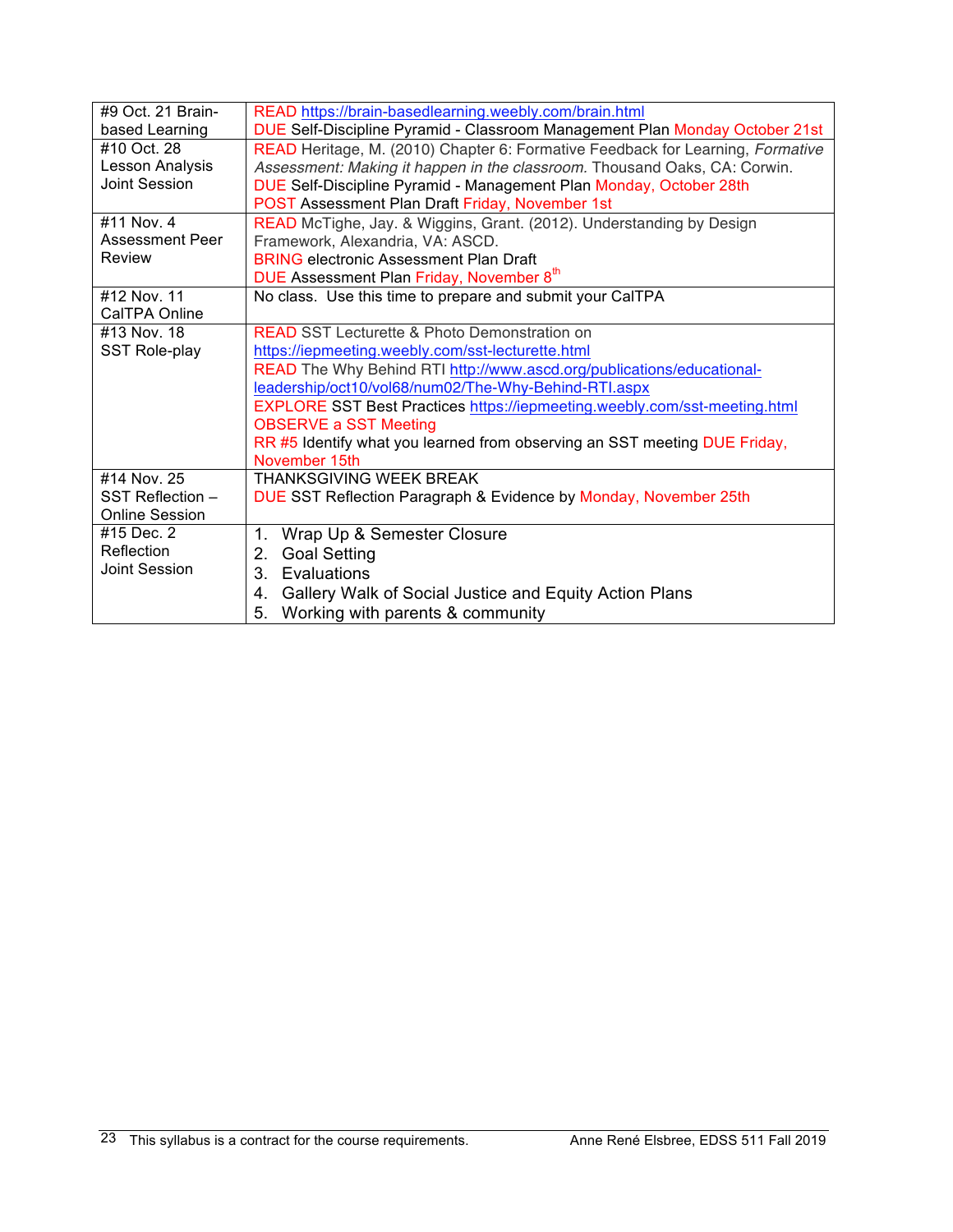| | |
|---|---|
| #9 Oct. 21 Brain-based Learning | READ https://brain-basedlearning.weebly.com/brain.html<br>DUE Self-Discipline Pyramid - Classroom Management Plan Monday October 21st |
| #10 Oct. 28 Lesson Analysis Joint Session | READ Heritage, M. (2010) Chapter 6: Formative Feedback for Learning, *Formative Assessment: Making it happen in the classroom.* Thousand Oaks, CA: Corwin.<br>DUE Self-Discipline Pyramid - Management Plan Monday, October 28th<br>POST Assessment Plan Draft Friday, November 1st |
| #11 Nov. 4 Assessment Peer Review | READ McTighe, Jay. & Wiggins, Grant. (2012). Understanding by Design Framework, Alexandria, VA: ASCD.<br>BRING electronic Assessment Plan Draft<br>DUE Assessment Plan Friday, November 8th |
| #12 Nov. 11 CalTPA Online | No class. Use this time to prepare and submit your CalTPA |
| #13 Nov. 18 SST Role-play | READ SST Lecturette & Photo Demonstration on https://iepmeeting.weebly.com/sst-lecturette.html<br>READ The Why Behind RTI http://www.ascd.org/publications/educational-leadership/oct10/vol68/num02/The-Why-Behind-RTI.aspx<br>EXPLORE SST Best Practices https://iepmeeting.weebly.com/sst-meeting.html<br>OBSERVE a SST Meeting<br>RR #5 Identify what you learned from observing an SST meeting DUE Friday, November 15th |
| #14 Nov. 25 SST Reflection – Online Session | THANKSGIVING WEEK BREAK<br>DUE SST Reflection Paragraph & Evidence by Monday, November 25th |
| #15 Dec. 2 Reflection Joint Session | 1. Wrap Up & Semester Closure<br>2. Goal Setting<br>3. Evaluations<br>4. Gallery Walk of Social Justice and Equity Action Plans<br>5. Working with parents & community |